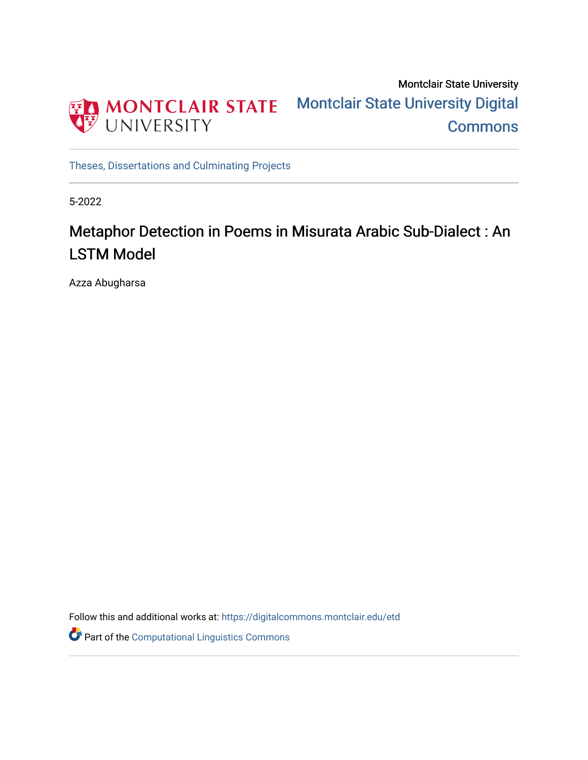Montclair State University

# Montclair State University Digital Commons

Theses, Dissertations and Culminating Projects

5-2022

## Metaphor Detection in Poems in Misurata Arabic Sub-Dialect : An LSTM Model

Azza Abugharsa

Follow this and additional works at: https://digitalcommons.montclair.edu/etd

Part of the Computational Linguistics Commons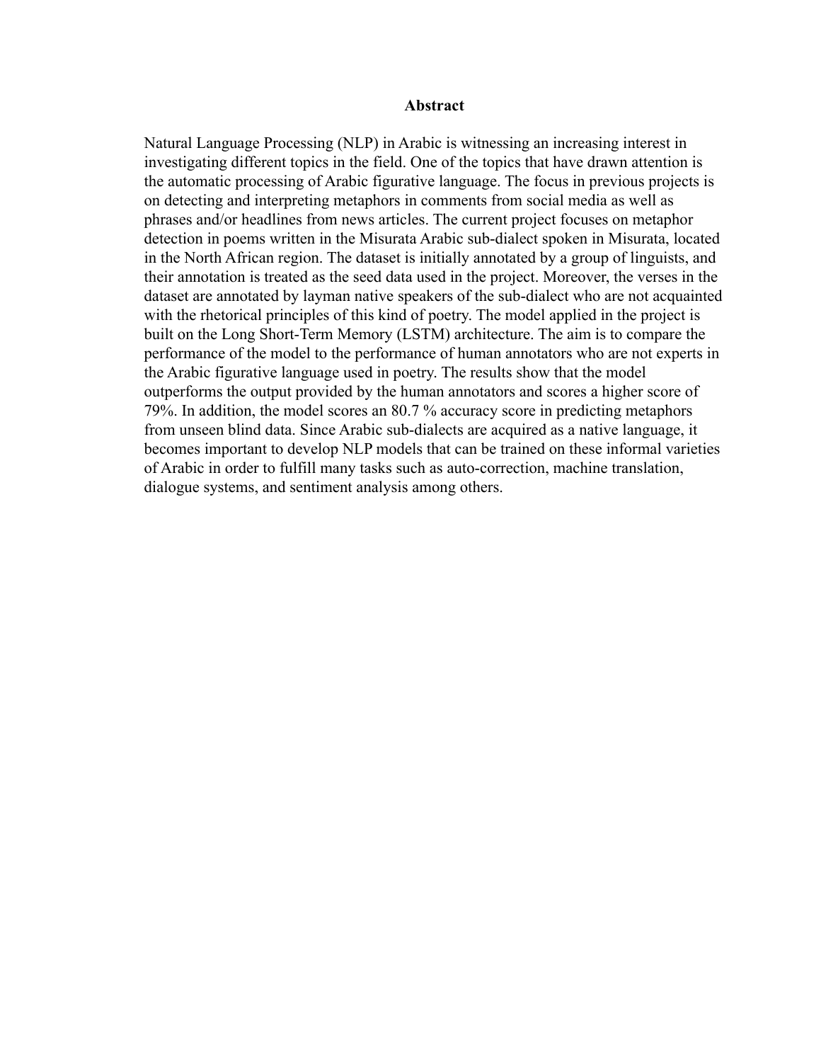# Abstract

Natural Language Processing (NLP) in Arabic is witnessing an increasing interest in investigating different topics in the field. One of the topics that have drawn attention is the automatic processing of Arabic figurative language. The focus in previous projects is on detecting and interpreting metaphors in comments from social media as well as phrases and/or headlines from news articles. The current project focuses on metaphor detection in poems written in the Misurata Arabic sub-dialect spoken in Misurata, located in the North African region. The dataset is initially annotated by a group of linguists, and their annotation is treated as the seed data used in the project. Moreover, the verses in the dataset are annotated by layman native speakers of the sub-dialect who are not acquainted with the rhetorical principles of this kind of poetry. The model applied in the project is built on the Long Short-Term Memory (LSTM) architecture. The aim is to compare the performance of the model to the performance of human annotators who are not experts in the Arabic figurative language used in poetry. The results show that the model outperforms the output provided by the human annotators and scores a higher score of 79%. In addition, the model scores an 80.7 % accuracy score in predicting metaphors from unseen blind data. Since Arabic sub-dialects are acquired as a native language, it becomes important to develop NLP models that can be trained on these informal varieties of Arabic in order to fulfill many tasks such as auto-correction, machine translation, dialogue systems, and sentiment analysis among others.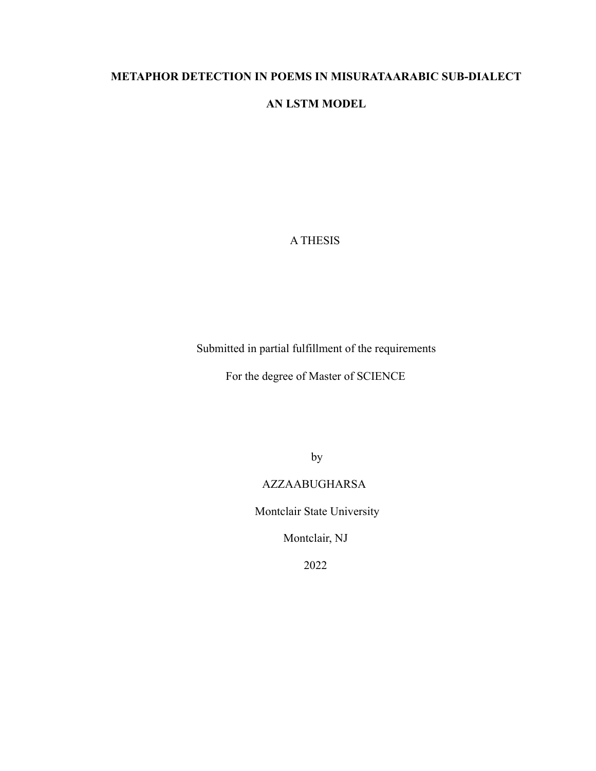**METAPHOR DETECTION IN POEMS IN MISURATAARABIC SUB-DIALECT**

**AN LSTM MODEL**

A THESIS

Submitted in partial fulfillment of the requirements

For the degree of Master of SCIENCE

by

AZZAABUGHARSA

Montclair State University

Montclair, NJ

2022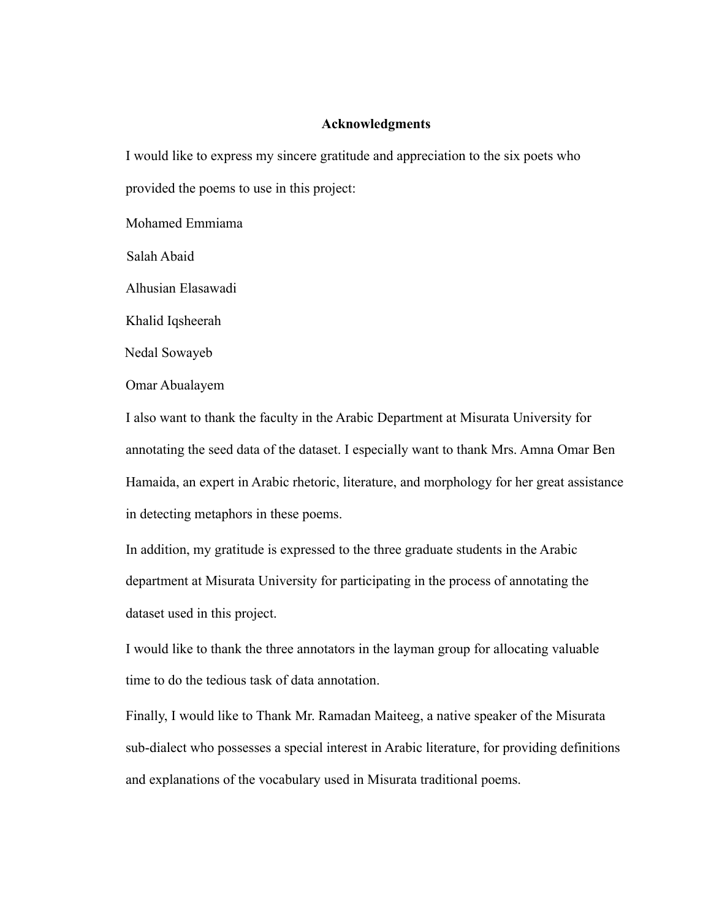## Acknowledgments

I would like to express my sincere gratitude and appreciation to the six poets who provided the poems to use in this project:

Mohamed Emmiama

Salah Abaid

Alhusian Elasawadi

Khalid Iqsheerah

Nedal Sowayeb

Omar Abualayem

I also want to thank the faculty in the Arabic Department at Misurata University for annotating the seed data of the dataset. I especially want to thank Mrs. Amna Omar Ben Hamaida, an expert in Arabic rhetoric, literature, and morphology for her great assistance in detecting metaphors in these poems.

In addition, my gratitude is expressed to the three graduate students in the Arabic department at Misurata University for participating in the process of annotating the dataset used in this project.

I would like to thank the three annotators in the layman group for allocating valuable time to do the tedious task of data annotation.

Finally, I would like to Thank Mr. Ramadan Maiteeg, a native speaker of the Misurata sub-dialect who possesses a special interest in Arabic literature, for providing definitions and explanations of the vocabulary used in Misurata traditional poems.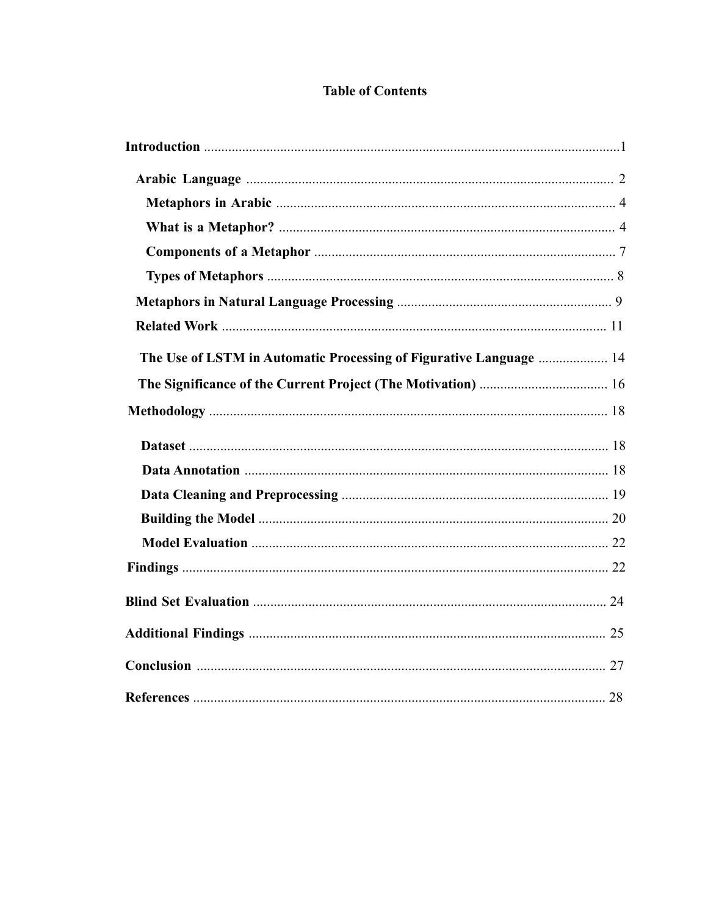# Table of Contents

**Introduction** .......................................................................................................................1

- **Arabic Language** ......................................................................................................... 2
  - **Metaphors in Arabic** ................................................................................................. 4
  - **What is a Metaphor?** ................................................................................................ 4
  - **Components of a Metaphor** ...................................................................................... 7
  - **Types of Metaphors** ................................................................................................... 8
- **Metaphors in Natural Language Processing** ............................................................. 9
- **Related Work** ............................................................................................................... 11
- **The Use of LSTM in Automatic Processing of Figurative Language** .................... 14
- **The Significance of the Current Project (The Motivation)** ..................................... 16

**Methodology** ................................................................................................................... 18

- **Dataset** ......................................................................................................................... 18
- **Data Annotation** .......................................................................................................... 18
- **Data Cleaning and Preprocessing** ............................................................................. 19
- **Building the Model** ..................................................................................................... 20
- **Model Evaluation** ....................................................................................................... 22

**Findings** ........................................................................................................................... 22

**Blind Set Evaluation** ...................................................................................................... 24

**Additional Findings** ....................................................................................................... 25

**Conclusion** ...................................................................................................................... 27

**References** ....................................................................................................................... 28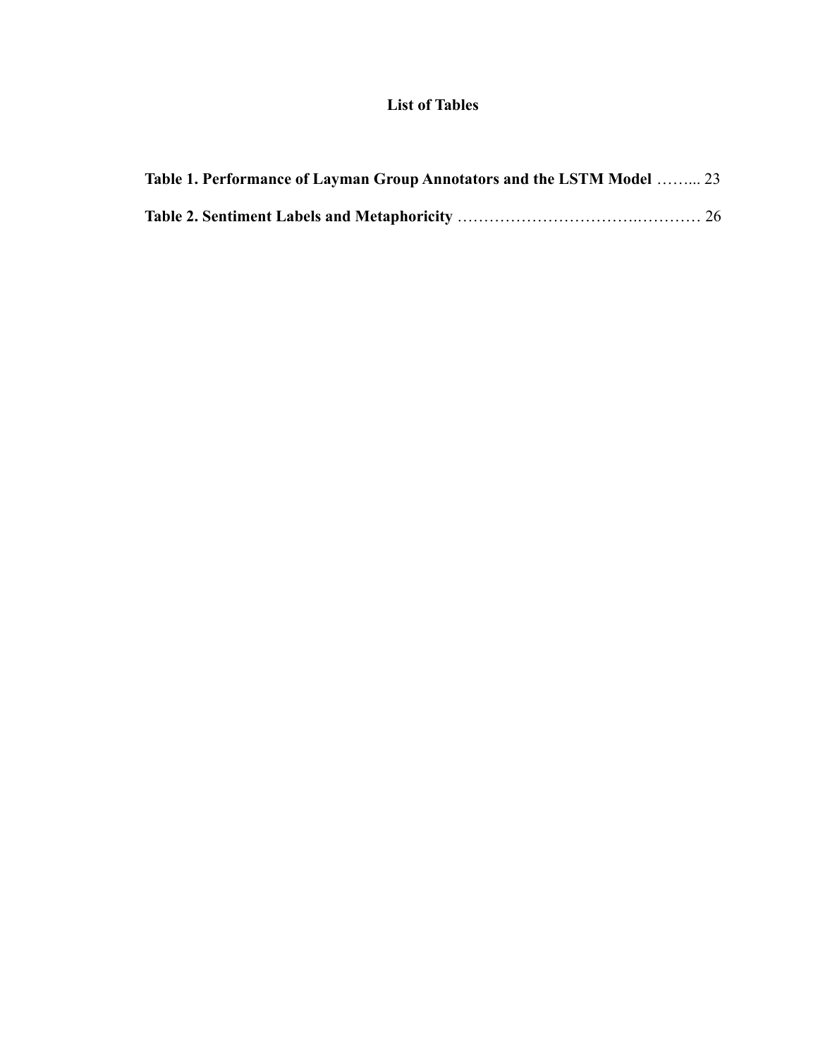# List of Tables

**Table 1. Performance of Layman Group Annotators and the LSTM Model** …….. 23

**Table 2. Sentiment Labels and Metaphoricity** …………………………..………… 26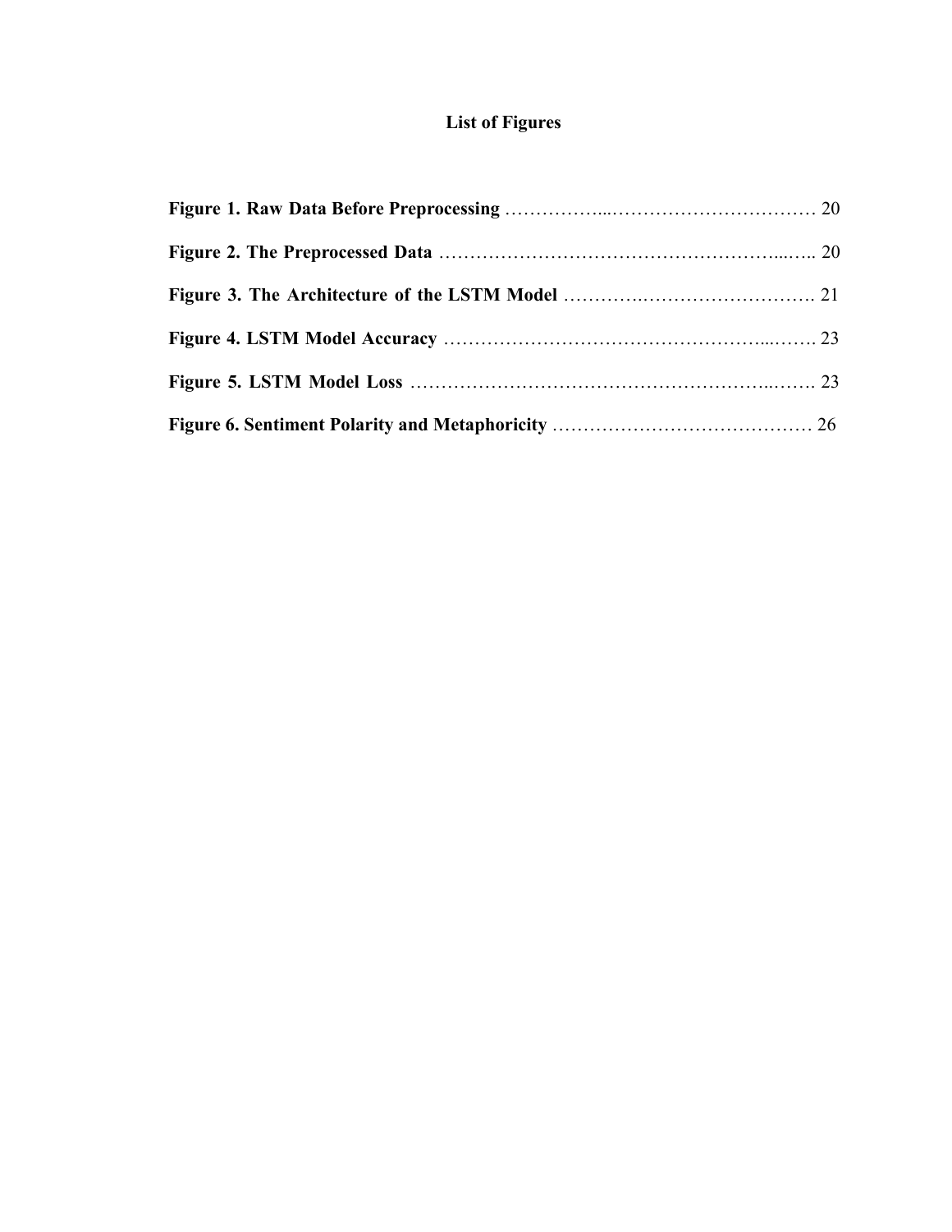# List of Figures

**Figure 1. Raw Data Before Preprocessing** ........................................................ 20

**Figure 2. The Preprocessed Data** ........................................................................ 20

**Figure 3. The Architecture of the LSTM Model** ................................................... 21

**Figure 4. LSTM Model Accuracy** ......................................................................... 23

**Figure 5. LSTM Model Loss** ................................................................................ 23

**Figure 6. Sentiment Polarity and Metaphoricity** .................................................. 26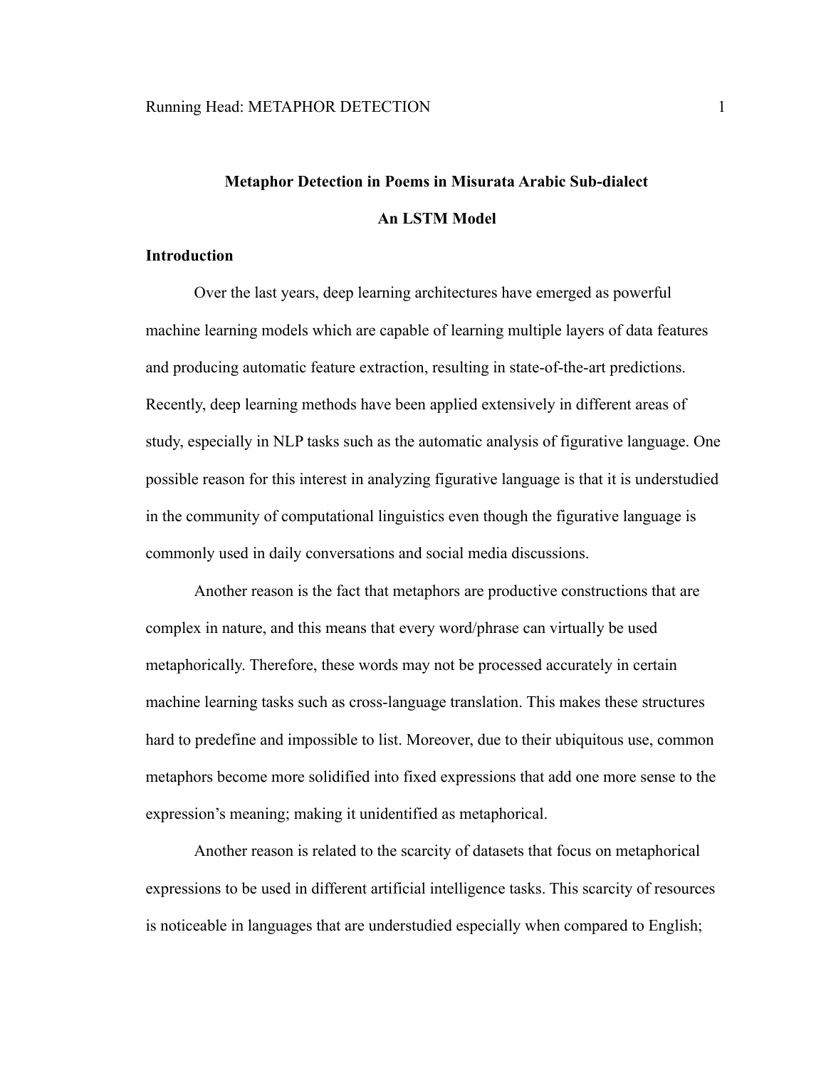**Metaphor Detection in Poems in Misurata Arabic Sub-dialect**

**An LSTM Model**

## Introduction

Over the last years, deep learning architectures have emerged as powerful machine learning models which are capable of learning multiple layers of data features and producing automatic feature extraction, resulting in state-of-the-art predictions. Recently, deep learning methods have been applied extensively in different areas of study, especially in NLP tasks such as the automatic analysis of figurative language. One possible reason for this interest in analyzing figurative language is that it is understudied in the community of computational linguistics even though the figurative language is commonly used in daily conversations and social media discussions.

Another reason is the fact that metaphors are productive constructions that are complex in nature, and this means that every word/phrase can virtually be used metaphorically. Therefore, these words may not be processed accurately in certain machine learning tasks such as cross-language translation. This makes these structures hard to predefine and impossible to list. Moreover, due to their ubiquitous use, common metaphors become more solidified into fixed expressions that add one more sense to the expression's meaning; making it unidentified as metaphorical.

Another reason is related to the scarcity of datasets that focus on metaphorical expressions to be used in different artificial intelligence tasks. This scarcity of resources is noticeable in languages that are understudied especially when compared to English;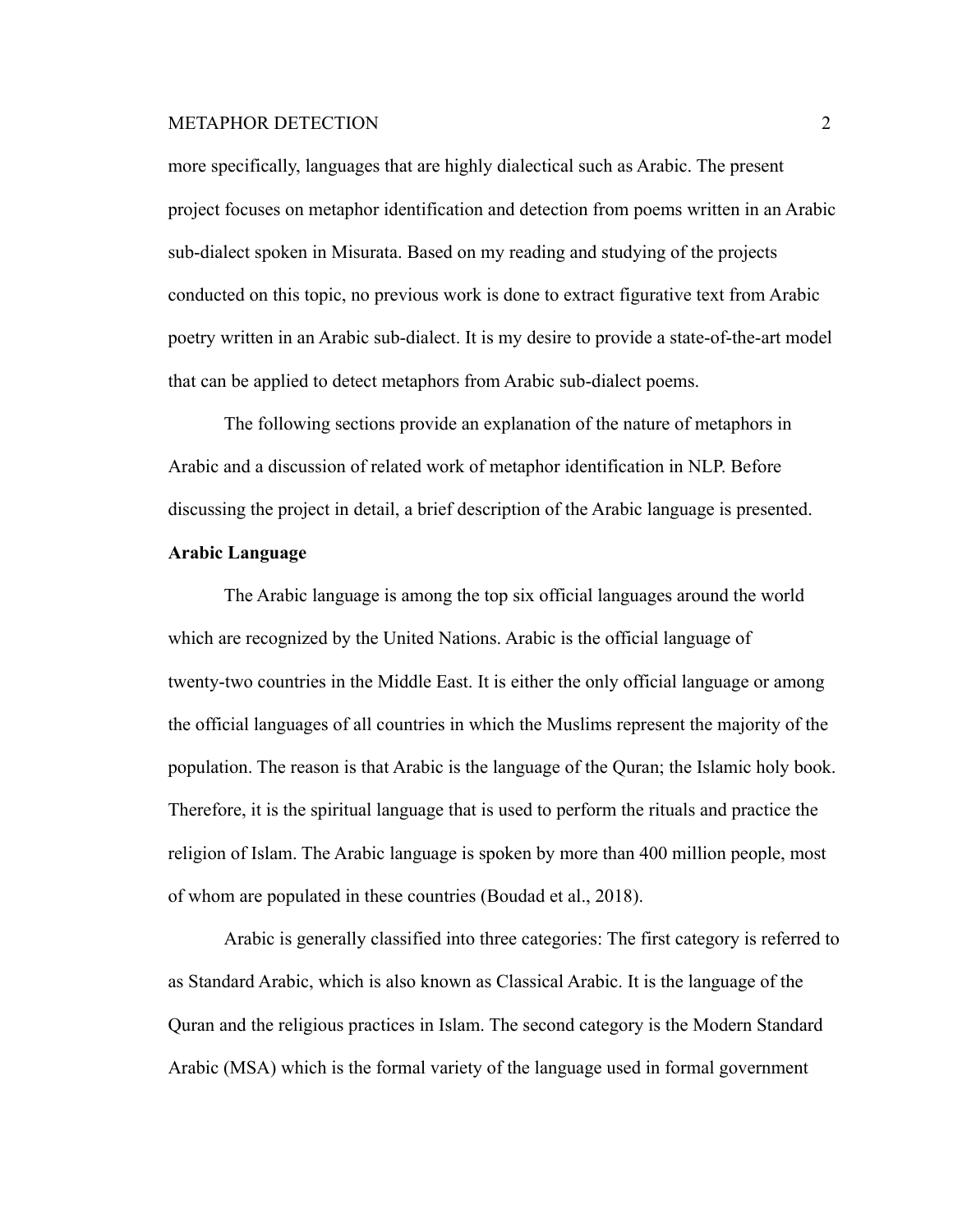more specifically, languages that are highly dialectical such as Arabic. The present project focuses on metaphor identification and detection from poems written in an Arabic sub-dialect spoken in Misurata. Based on my reading and studying of the projects conducted on this topic, no previous work is done to extract figurative text from Arabic poetry written in an Arabic sub-dialect. It is my desire to provide a state-of-the-art model that can be applied to detect metaphors from Arabic sub-dialect poems.

The following sections provide an explanation of the nature of metaphors in Arabic and a discussion of related work of metaphor identification in NLP. Before discussing the project in detail, a brief description of the Arabic language is presented.

**Arabic Language**

The Arabic language is among the top six official languages around the world which are recognized by the United Nations. Arabic is the official language of twenty-two countries in the Middle East. It is either the only official language or among the official languages of all countries in which the Muslims represent the majority of the population. The reason is that Arabic is the language of the Quran; the Islamic holy book. Therefore, it is the spiritual language that is used to perform the rituals and practice the religion of Islam. The Arabic language is spoken by more than 400 million people, most of whom are populated in these countries (Boudad et al., 2018).

Arabic is generally classified into three categories: The first category is referred to as Standard Arabic, which is also known as Classical Arabic. It is the language of the Quran and the religious practices in Islam. The second category is the Modern Standard Arabic (MSA) which is the formal variety of the language used in formal government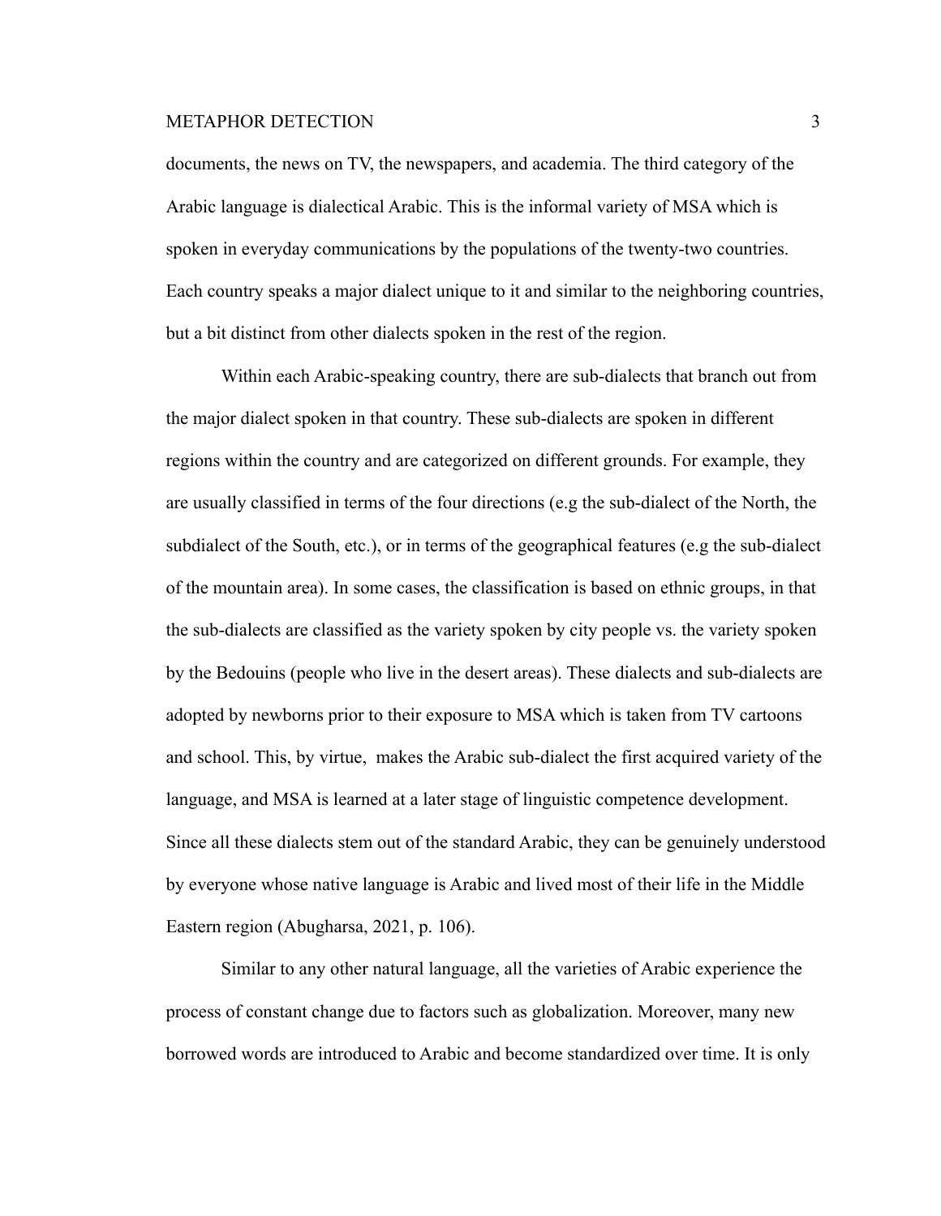documents, the news on TV, the newspapers, and academia. The third category of the Arabic language is dialectical Arabic. This is the informal variety of MSA which is spoken in everyday communications by the populations of the twenty-two countries. Each country speaks a major dialect unique to it and similar to the neighboring countries, but a bit distinct from other dialects spoken in the rest of the region.

Within each Arabic-speaking country, there are sub-dialects that branch out from the major dialect spoken in that country. These sub-dialects are spoken in different regions within the country and are categorized on different grounds. For example, they are usually classified in terms of the four directions (e.g the sub-dialect of the North, the subdialect of the South, etc.), or in terms of the geographical features (e.g the sub-dialect of the mountain area). In some cases, the classification is based on ethnic groups, in that the sub-dialects are classified as the variety spoken by city people vs. the variety spoken by the Bedouins (people who live in the desert areas). These dialects and sub-dialects are adopted by newborns prior to their exposure to MSA which is taken from TV cartoons and school. This, by virtue,  makes the Arabic sub-dialect the first acquired variety of the language, and MSA is learned at a later stage of linguistic competence development. Since all these dialects stem out of the standard Arabic, they can be genuinely understood by everyone whose native language is Arabic and lived most of their life in the Middle Eastern region (Abugharsa, 2021, p. 106).

Similar to any other natural language, all the varieties of Arabic experience the process of constant change due to factors such as globalization. Moreover, many new borrowed words are introduced to Arabic and become standardized over time. It is only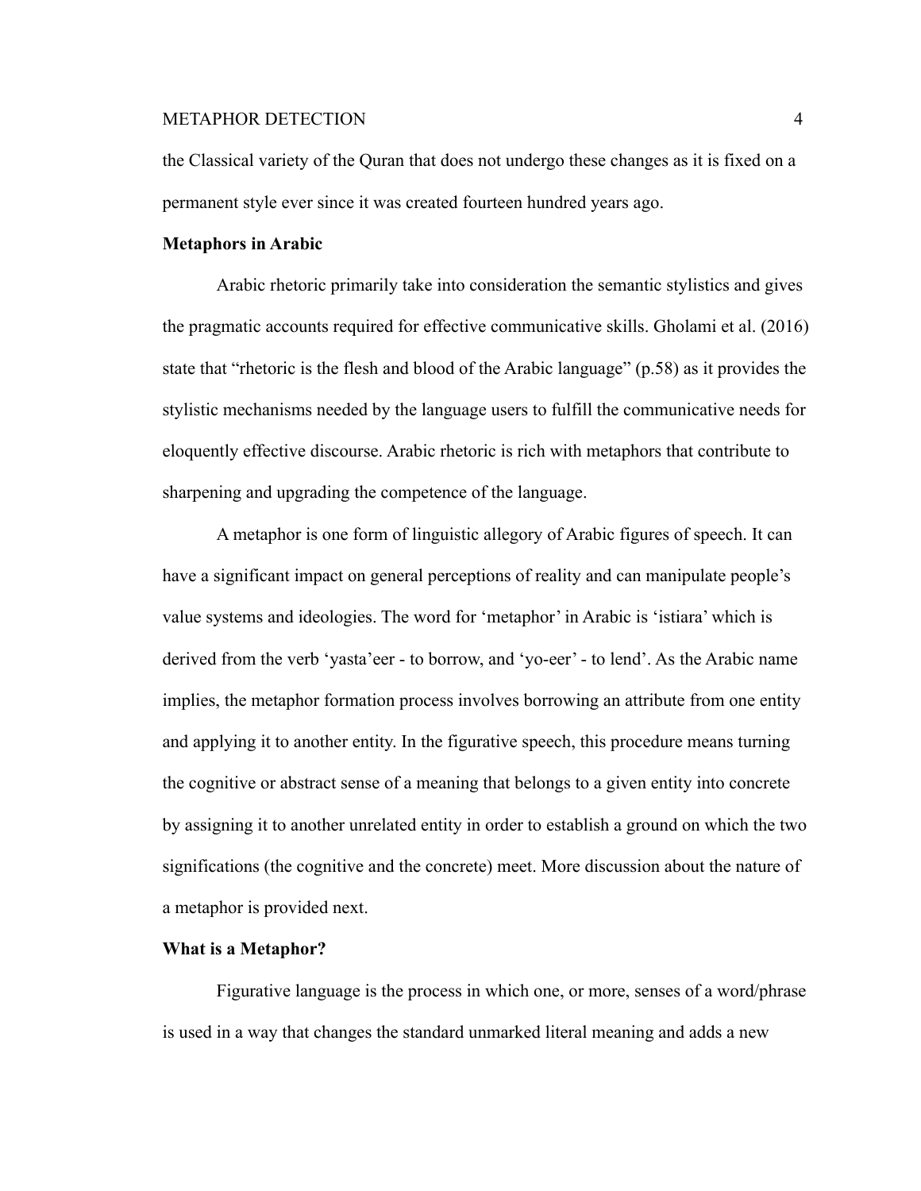the Classical variety of the Quran that does not undergo these changes as it is fixed on a permanent style ever since it was created fourteen hundred years ago.

**Metaphors in Arabic**

Arabic rhetoric primarily take into consideration the semantic stylistics and gives the pragmatic accounts required for effective communicative skills. Gholami et al. (2016) state that “rhetoric is the flesh and blood of the Arabic language” (p.58) as it provides the stylistic mechanisms needed by the language users to fulfill the communicative needs for eloquently effective discourse. Arabic rhetoric is rich with metaphors that contribute to sharpening and upgrading the competence of the language.

A metaphor is one form of linguistic allegory of Arabic figures of speech. It can have a significant impact on general perceptions of reality and can manipulate people’s value systems and ideologies. The word for ‘metaphor’ in Arabic is ‘istiara’ which is derived from the verb ‘yasta’eer - to borrow, and ‘yo-eer’ - to lend’. As the Arabic name implies, the metaphor formation process involves borrowing an attribute from one entity and applying it to another entity. In the figurative speech, this procedure means turning the cognitive or abstract sense of a meaning that belongs to a given entity into concrete by assigning it to another unrelated entity in order to establish a ground on which the two significations (the cognitive and the concrete) meet. More discussion about the nature of a metaphor is provided next.

**What is a Metaphor?**

Figurative language is the process in which one, or more, senses of a word/phrase is used in a way that changes the standard unmarked literal meaning and adds a new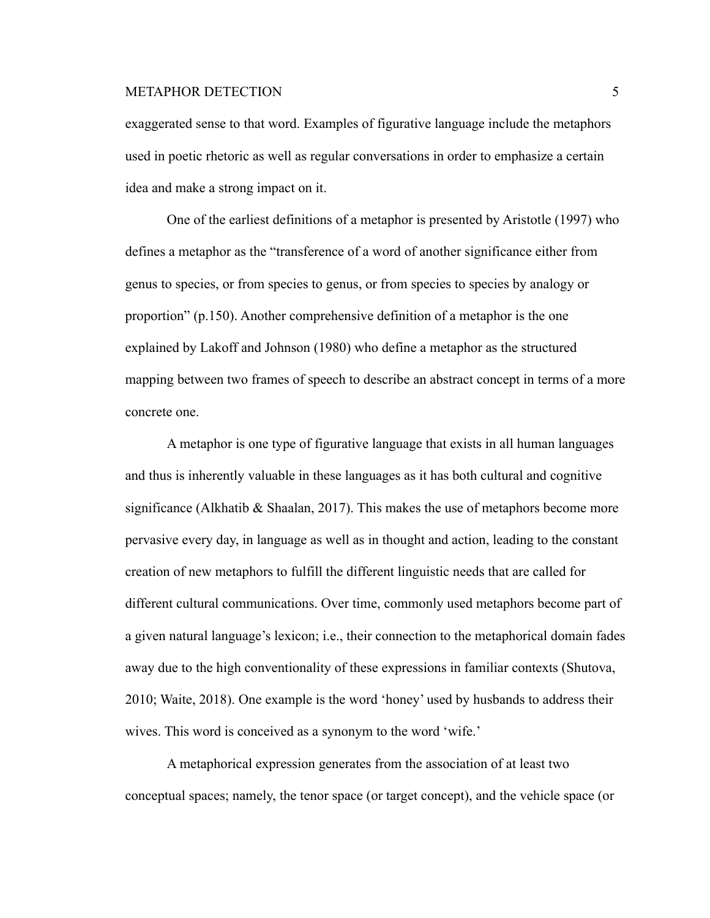exaggerated sense to that word. Examples of figurative language include the metaphors used in poetic rhetoric as well as regular conversations in order to emphasize a certain idea and make a strong impact on it.

One of the earliest definitions of a metaphor is presented by Aristotle (1997) who defines a metaphor as the "transference of a word of another significance either from genus to species, or from species to genus, or from species to species by analogy or proportion" (p.150). Another comprehensive definition of a metaphor is the one explained by Lakoff and Johnson (1980) who define a metaphor as the structured mapping between two frames of speech to describe an abstract concept in terms of a more concrete one.

A metaphor is one type of figurative language that exists in all human languages and thus is inherently valuable in these languages as it has both cultural and cognitive significance (Alkhatib & Shaalan, 2017). This makes the use of metaphors become more pervasive every day, in language as well as in thought and action, leading to the constant creation of new metaphors to fulfill the different linguistic needs that are called for different cultural communications. Over time, commonly used metaphors become part of a given natural language's lexicon; i.e., their connection to the metaphorical domain fades away due to the high conventionality of these expressions in familiar contexts (Shutova, 2010; Waite, 2018). One example is the word 'honey' used by husbands to address their wives. This word is conceived as a synonym to the word 'wife.'

A metaphorical expression generates from the association of at least two conceptual spaces; namely, the tenor space (or target concept), and the vehicle space (or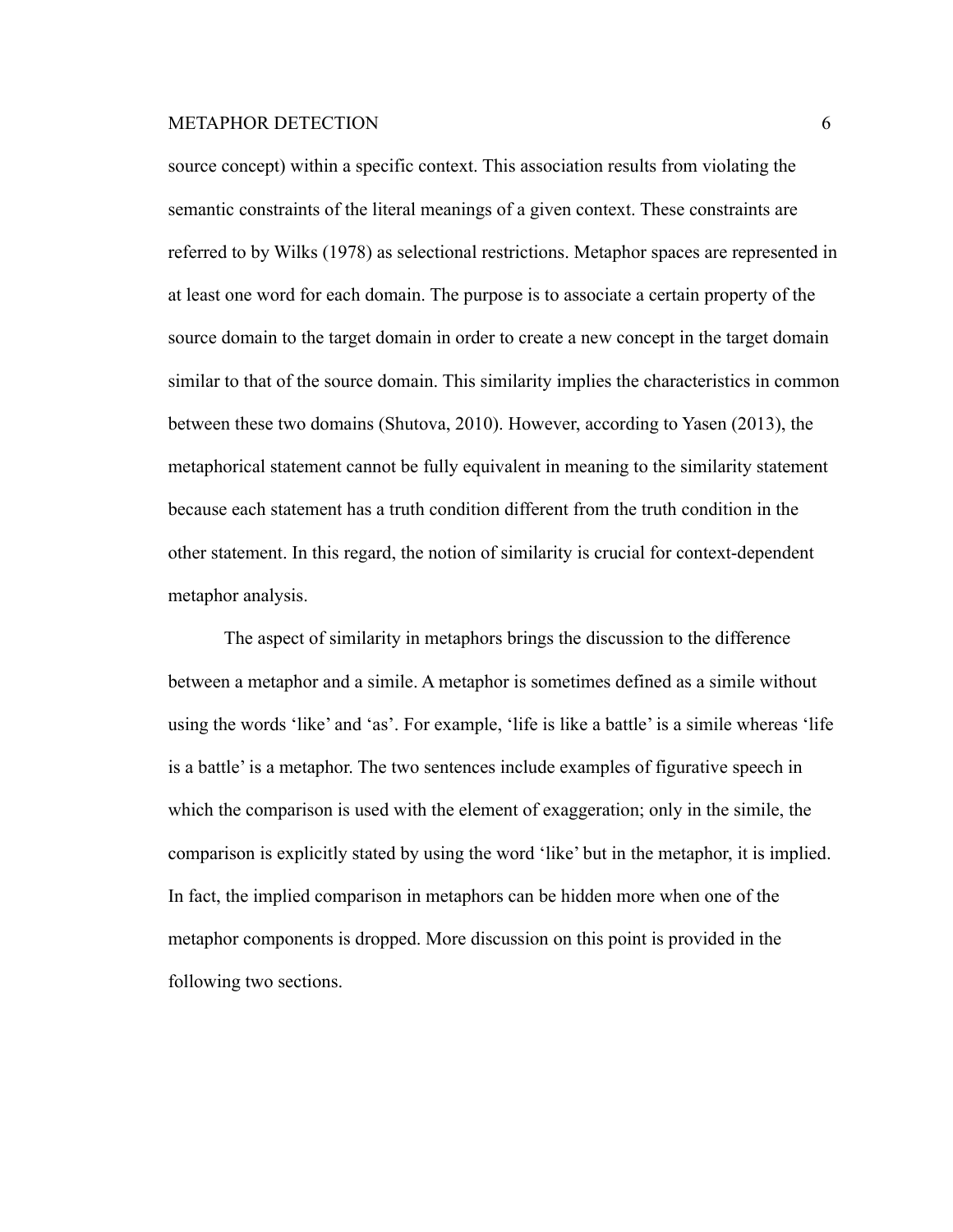source concept) within a specific context. This association results from violating the semantic constraints of the literal meanings of a given context. These constraints are referred to by Wilks (1978) as selectional restrictions. Metaphor spaces are represented in at least one word for each domain. The purpose is to associate a certain property of the source domain to the target domain in order to create a new concept in the target domain similar to that of the source domain. This similarity implies the characteristics in common between these two domains (Shutova, 2010). However, according to Yasen (2013), the metaphorical statement cannot be fully equivalent in meaning to the similarity statement because each statement has a truth condition different from the truth condition in the other statement. In this regard, the notion of similarity is crucial for context-dependent metaphor analysis.

The aspect of similarity in metaphors brings the discussion to the difference between a metaphor and a simile. A metaphor is sometimes defined as a simile without using the words 'like' and 'as'. For example, 'life is like a battle' is a simile whereas 'life is a battle' is a metaphor. The two sentences include examples of figurative speech in which the comparison is used with the element of exaggeration; only in the simile, the comparison is explicitly stated by using the word 'like' but in the metaphor, it is implied. In fact, the implied comparison in metaphors can be hidden more when one of the metaphor components is dropped. More discussion on this point is provided in the following two sections.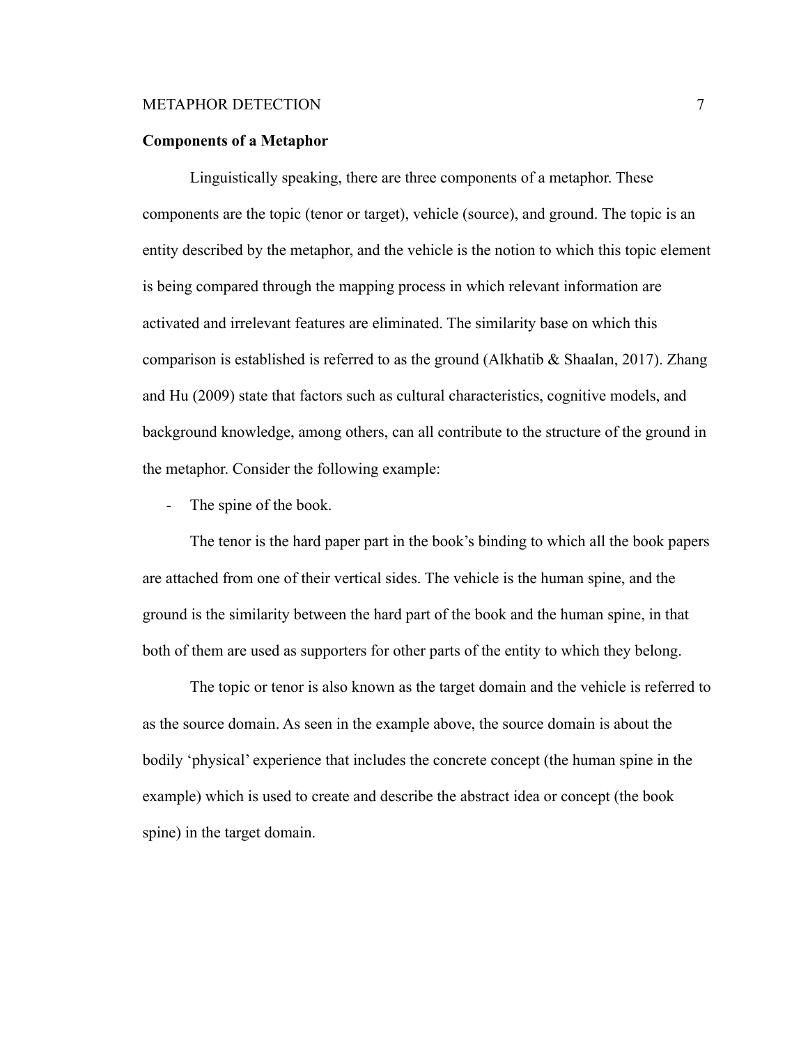**Components of a Metaphor**

Linguistically speaking, there are three components of a metaphor. These components are the topic (tenor or target), vehicle (source), and ground. The topic is an entity described by the metaphor, and the vehicle is the notion to which this topic element is being compared through the mapping process in which relevant information are activated and irrelevant features are eliminated. The similarity base on which this comparison is established is referred to as the ground (Alkhatib & Shaalan, 2017). Zhang and Hu (2009) state that factors such as cultural characteristics, cognitive models, and background knowledge, among others, can all contribute to the structure of the ground in the metaphor. Consider the following example:

- The spine of the book.

The tenor is the hard paper part in the book's binding to which all the book papers are attached from one of their vertical sides. The vehicle is the human spine, and the ground is the similarity between the hard part of the book and the human spine, in that both of them are used as supporters for other parts of the entity to which they belong.

The topic or tenor is also known as the target domain and the vehicle is referred to as the source domain. As seen in the example above, the source domain is about the bodily 'physical' experience that includes the concrete concept (the human spine in the example) which is used to create and describe the abstract idea or concept (the book spine) in the target domain.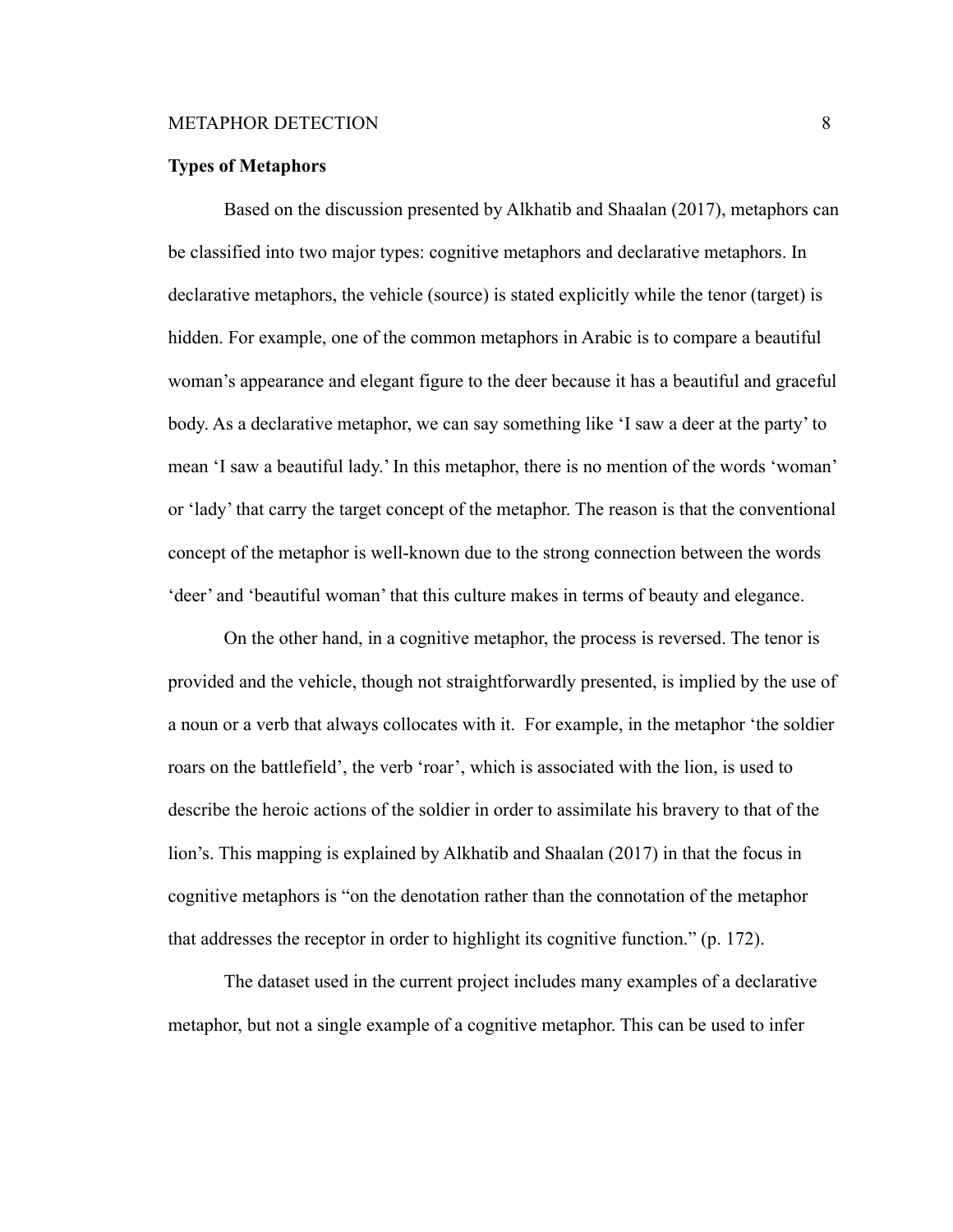**Types of Metaphors**

Based on the discussion presented by Alkhatib and Shaalan (2017), metaphors can be classified into two major types: cognitive metaphors and declarative metaphors. In declarative metaphors, the vehicle (source) is stated explicitly while the tenor (target) is hidden. For example, one of the common metaphors in Arabic is to compare a beautiful woman's appearance and elegant figure to the deer because it has a beautiful and graceful body. As a declarative metaphor, we can say something like 'I saw a deer at the party' to mean 'I saw a beautiful lady.' In this metaphor, there is no mention of the words 'woman' or 'lady' that carry the target concept of the metaphor. The reason is that the conventional concept of the metaphor is well-known due to the strong connection between the words 'deer' and 'beautiful woman' that this culture makes in terms of beauty and elegance.

On the other hand, in a cognitive metaphor, the process is reversed. The tenor is provided and the vehicle, though not straightforwardly presented, is implied by the use of a noun or a verb that always collocates with it. For example, in the metaphor 'the soldier roars on the battlefield', the verb 'roar', which is associated with the lion, is used to describe the heroic actions of the soldier in order to assimilate his bravery to that of the lion's. This mapping is explained by Alkhatib and Shaalan (2017) in that the focus in cognitive metaphors is "on the denotation rather than the connotation of the metaphor that addresses the receptor in order to highlight its cognitive function." (p. 172).

The dataset used in the current project includes many examples of a declarative metaphor, but not a single example of a cognitive metaphor. This can be used to infer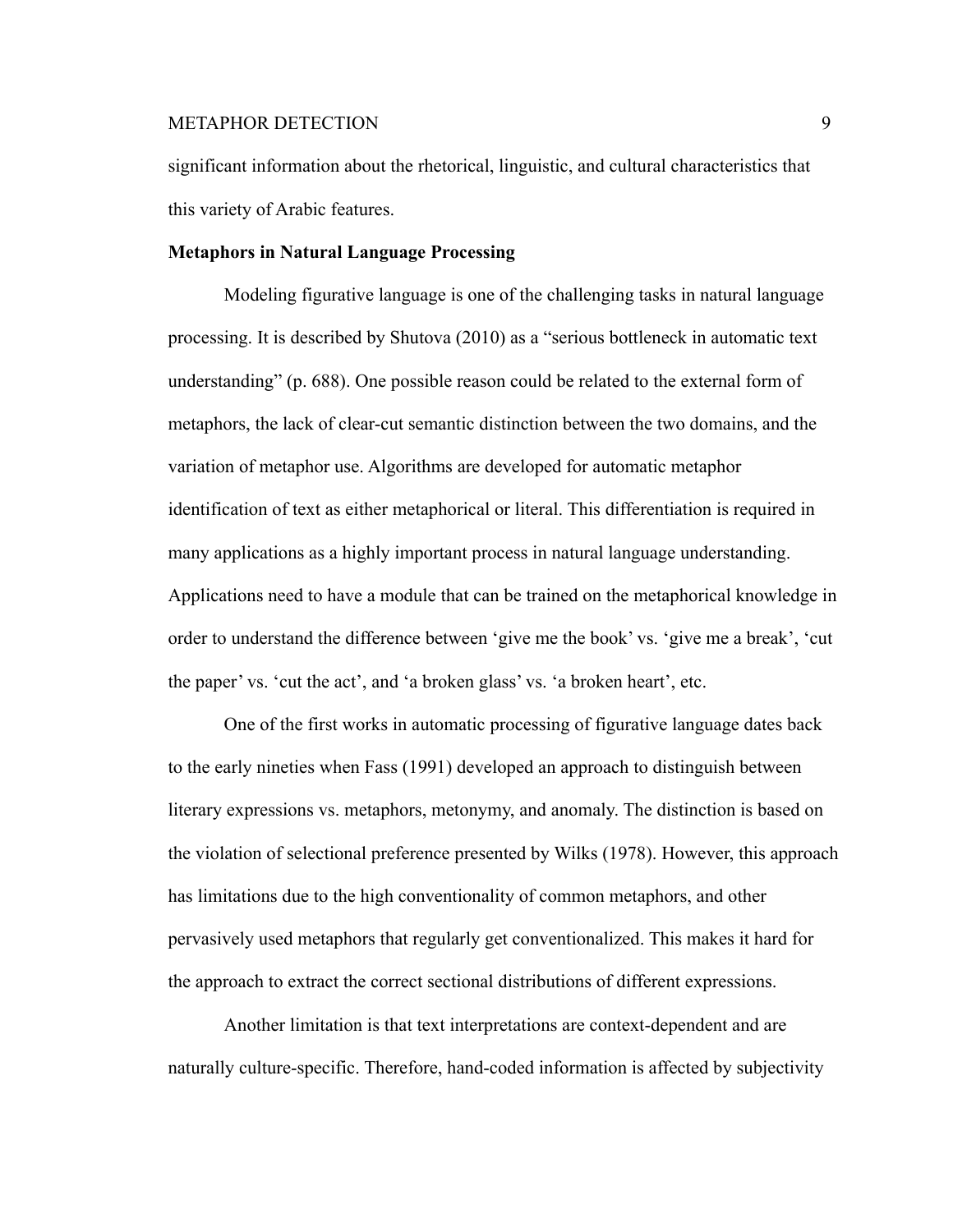significant information about the rhetorical, linguistic, and cultural characteristics that this variety of Arabic features.

**Metaphors in Natural Language Processing**

Modeling figurative language is one of the challenging tasks in natural language processing. It is described by Shutova (2010) as a “serious bottleneck in automatic text understanding” (p. 688). One possible reason could be related to the external form of metaphors, the lack of clear-cut semantic distinction between the two domains, and the variation of metaphor use. Algorithms are developed for automatic metaphor identification of text as either metaphorical or literal. This differentiation is required in many applications as a highly important process in natural language understanding. Applications need to have a module that can be trained on the metaphorical knowledge in order to understand the difference between ‘give me the book’ vs. ‘give me a break’, ‘cut the paper’ vs. ‘cut the act’, and ‘a broken glass’ vs. ‘a broken heart’, etc.

One of the first works in automatic processing of figurative language dates back to the early nineties when Fass (1991) developed an approach to distinguish between literary expressions vs. metaphors, metonymy, and anomaly. The distinction is based on the violation of selectional preference presented by Wilks (1978). However, this approach has limitations due to the high conventionality of common metaphors, and other pervasively used metaphors that regularly get conventionalized. This makes it hard for the approach to extract the correct sectional distributions of different expressions.

Another limitation is that text interpretations are context-dependent and are naturally culture-specific. Therefore, hand-coded information is affected by subjectivity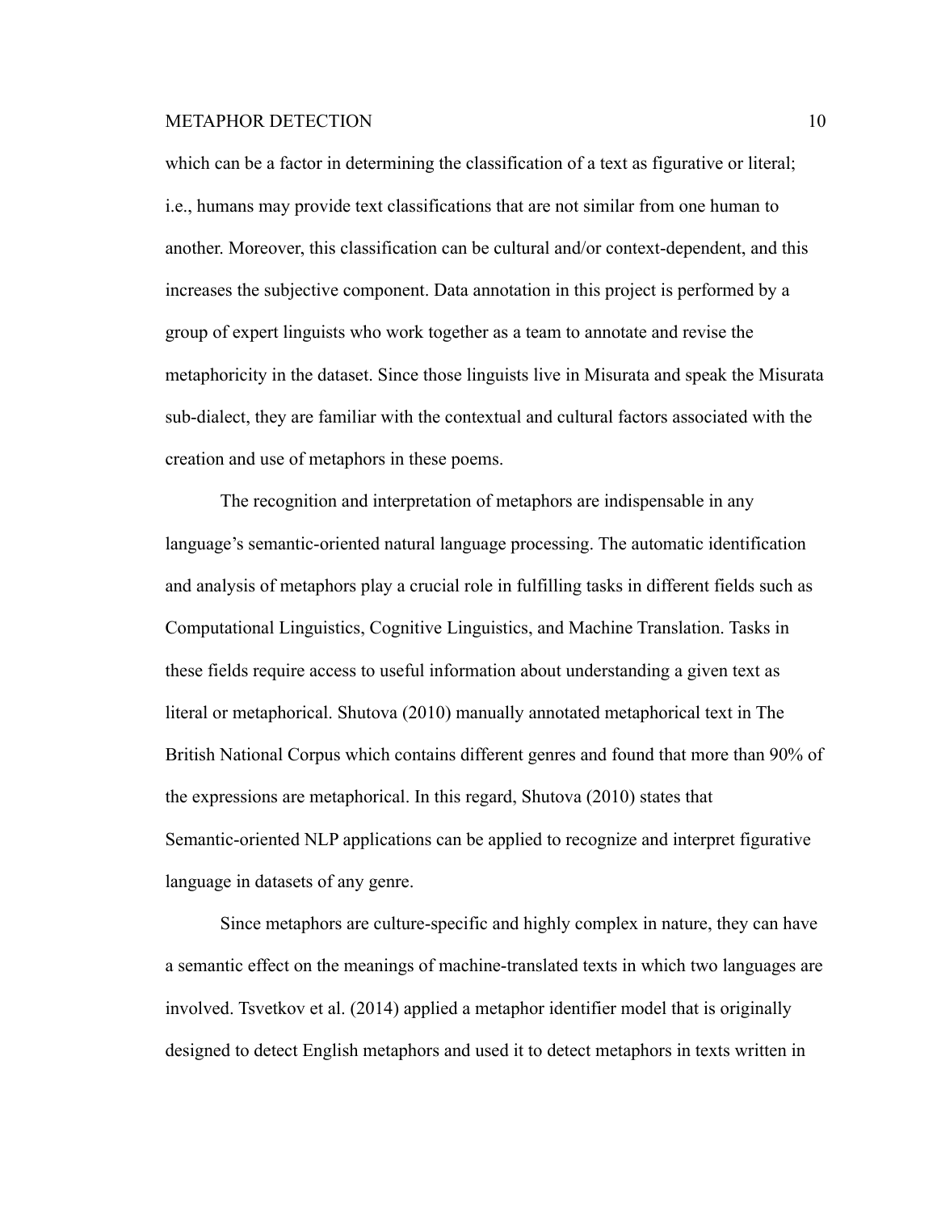which can be a factor in determining the classification of a text as figurative or literal; i.e., humans may provide text classifications that are not similar from one human to another. Moreover, this classification can be cultural and/or context-dependent, and this increases the subjective component. Data annotation in this project is performed by a group of expert linguists who work together as a team to annotate and revise the metaphoricity in the dataset. Since those linguists live in Misurata and speak the Misurata sub-dialect, they are familiar with the contextual and cultural factors associated with the creation and use of metaphors in these poems.

The recognition and interpretation of metaphors are indispensable in any language's semantic-oriented natural language processing. The automatic identification and analysis of metaphors play a crucial role in fulfilling tasks in different fields such as Computational Linguistics, Cognitive Linguistics, and Machine Translation. Tasks in these fields require access to useful information about understanding a given text as literal or metaphorical. Shutova (2010) manually annotated metaphorical text in The British National Corpus which contains different genres and found that more than 90% of the expressions are metaphorical. In this regard, Shutova (2010) states that Semantic-oriented NLP applications can be applied to recognize and interpret figurative language in datasets of any genre.

Since metaphors are culture-specific and highly complex in nature, they can have a semantic effect on the meanings of machine-translated texts in which two languages are involved. Tsvetkov et al. (2014) applied a metaphor identifier model that is originally designed to detect English metaphors and used it to detect metaphors in texts written in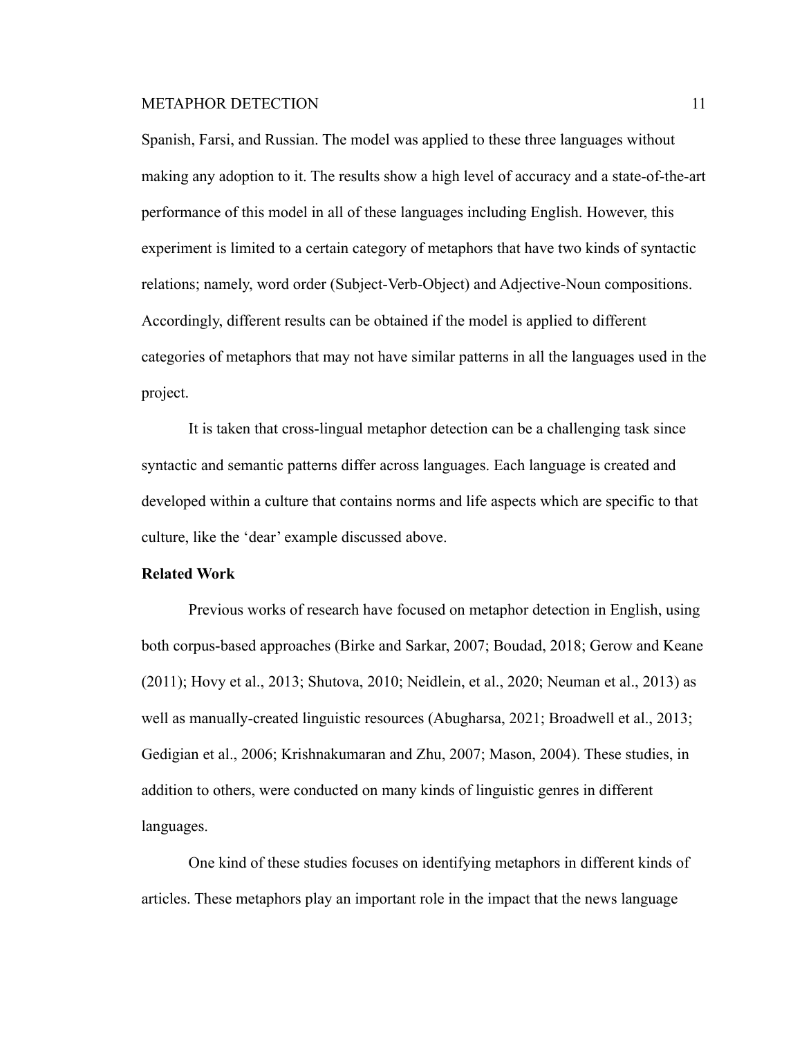Spanish, Farsi, and Russian. The model was applied to these three languages without making any adoption to it. The results show a high level of accuracy and a state-of-the-art performance of this model in all of these languages including English. However, this experiment is limited to a certain category of metaphors that have two kinds of syntactic relations; namely, word order (Subject-Verb-Object) and Adjective-Noun compositions. Accordingly, different results can be obtained if the model is applied to different categories of metaphors that may not have similar patterns in all the languages used in the project.

It is taken that cross-lingual metaphor detection can be a challenging task since syntactic and semantic patterns differ across languages. Each language is created and developed within a culture that contains norms and life aspects which are specific to that culture, like the 'dear' example discussed above.

**Related Work**

Previous works of research have focused on metaphor detection in English, using both corpus-based approaches (Birke and Sarkar, 2007; Boudad, 2018; Gerow and Keane (2011); Hovy et al., 2013; Shutova, 2010; Neidlein, et al., 2020; Neuman et al., 2013) as well as manually-created linguistic resources (Abugharsa, 2021; Broadwell et al., 2013; Gedigian et al., 2006; Krishnakumaran and Zhu, 2007; Mason, 2004). These studies, in addition to others, were conducted on many kinds of linguistic genres in different languages.

One kind of these studies focuses on identifying metaphors in different kinds of articles. These metaphors play an important role in the impact that the news language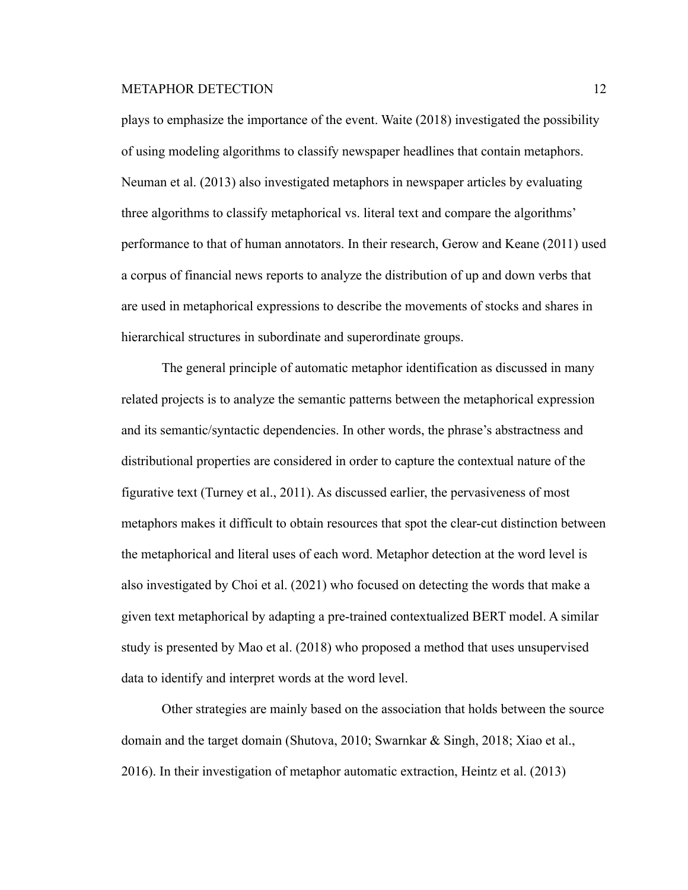plays to emphasize the importance of the event. Waite (2018) investigated the possibility of using modeling algorithms to classify newspaper headlines that contain metaphors. Neuman et al. (2013) also investigated metaphors in newspaper articles by evaluating three algorithms to classify metaphorical vs. literal text and compare the algorithms' performance to that of human annotators. In their research, Gerow and Keane (2011) used a corpus of financial news reports to analyze the distribution of up and down verbs that are used in metaphorical expressions to describe the movements of stocks and shares in hierarchical structures in subordinate and superordinate groups.

The general principle of automatic metaphor identification as discussed in many related projects is to analyze the semantic patterns between the metaphorical expression and its semantic/syntactic dependencies. In other words, the phrase's abstractness and distributional properties are considered in order to capture the contextual nature of the figurative text (Turney et al., 2011). As discussed earlier, the pervasiveness of most metaphors makes it difficult to obtain resources that spot the clear-cut distinction between the metaphorical and literal uses of each word. Metaphor detection at the word level is also investigated by Choi et al. (2021) who focused on detecting the words that make a given text metaphorical by adapting a pre-trained contextualized BERT model. A similar study is presented by Mao et al. (2018) who proposed a method that uses unsupervised data to identify and interpret words at the word level.

Other strategies are mainly based on the association that holds between the source domain and the target domain (Shutova, 2010; Swarnkar & Singh, 2018; Xiao et al., 2016). In their investigation of metaphor automatic extraction, Heintz et al. (2013)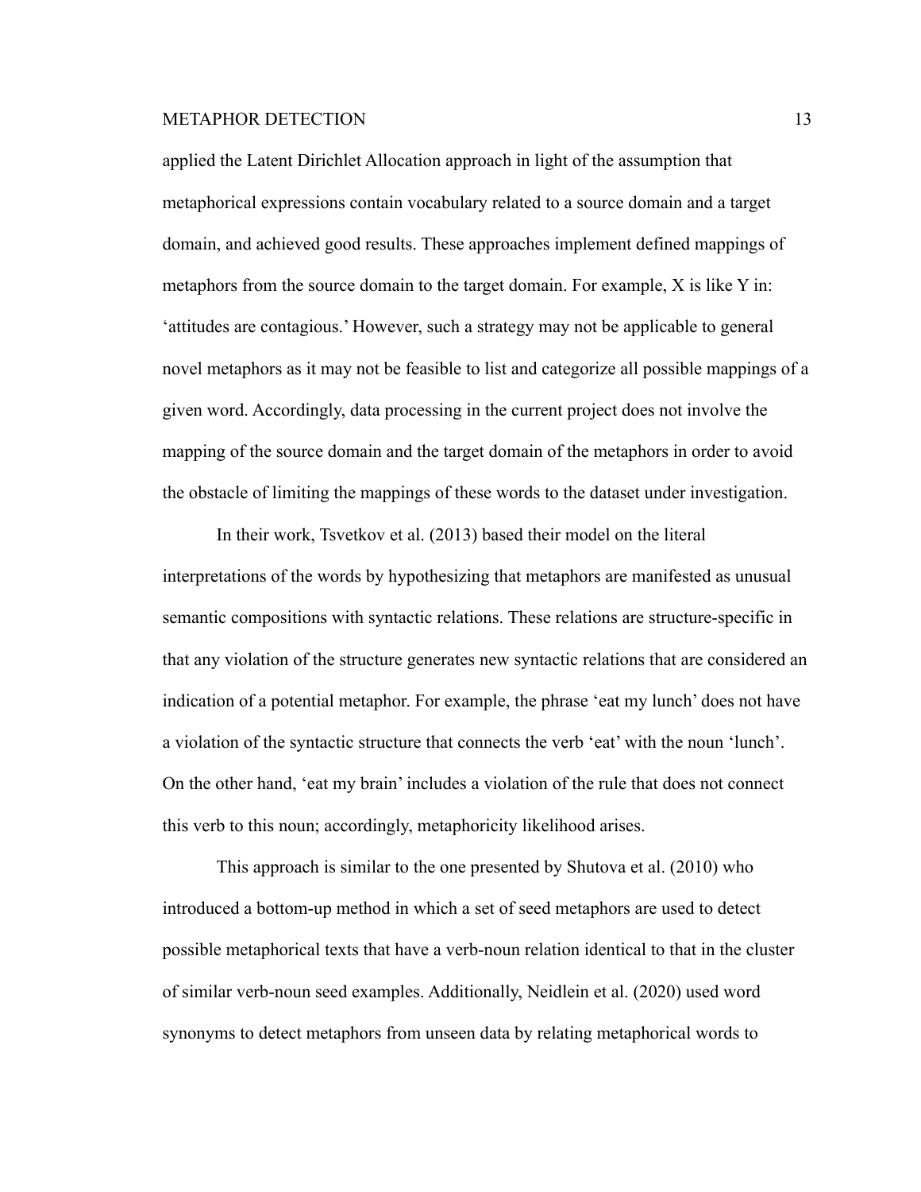applied the Latent Dirichlet Allocation approach in light of the assumption that metaphorical expressions contain vocabulary related to a source domain and a target domain, and achieved good results. These approaches implement defined mappings of metaphors from the source domain to the target domain. For example, X is like Y in: 'attitudes are contagious.' However, such a strategy may not be applicable to general novel metaphors as it may not be feasible to list and categorize all possible mappings of a given word. Accordingly, data processing in the current project does not involve the mapping of the source domain and the target domain of the metaphors in order to avoid the obstacle of limiting the mappings of these words to the dataset under investigation.

In their work, Tsvetkov et al. (2013) based their model on the literal interpretations of the words by hypothesizing that metaphors are manifested as unusual semantic compositions with syntactic relations. These relations are structure-specific in that any violation of the structure generates new syntactic relations that are considered an indication of a potential metaphor. For example, the phrase 'eat my lunch' does not have a violation of the syntactic structure that connects the verb 'eat' with the noun 'lunch'. On the other hand, 'eat my brain' includes a violation of the rule that does not connect this verb to this noun; accordingly, metaphoricity likelihood arises.

This approach is similar to the one presented by Shutova et al. (2010) who introduced a bottom-up method in which a set of seed metaphors are used to detect possible metaphorical texts that have a verb-noun relation identical to that in the cluster of similar verb-noun seed examples. Additionally, Neidlein et al. (2020) used word synonyms to detect metaphors from unseen data by relating metaphorical words to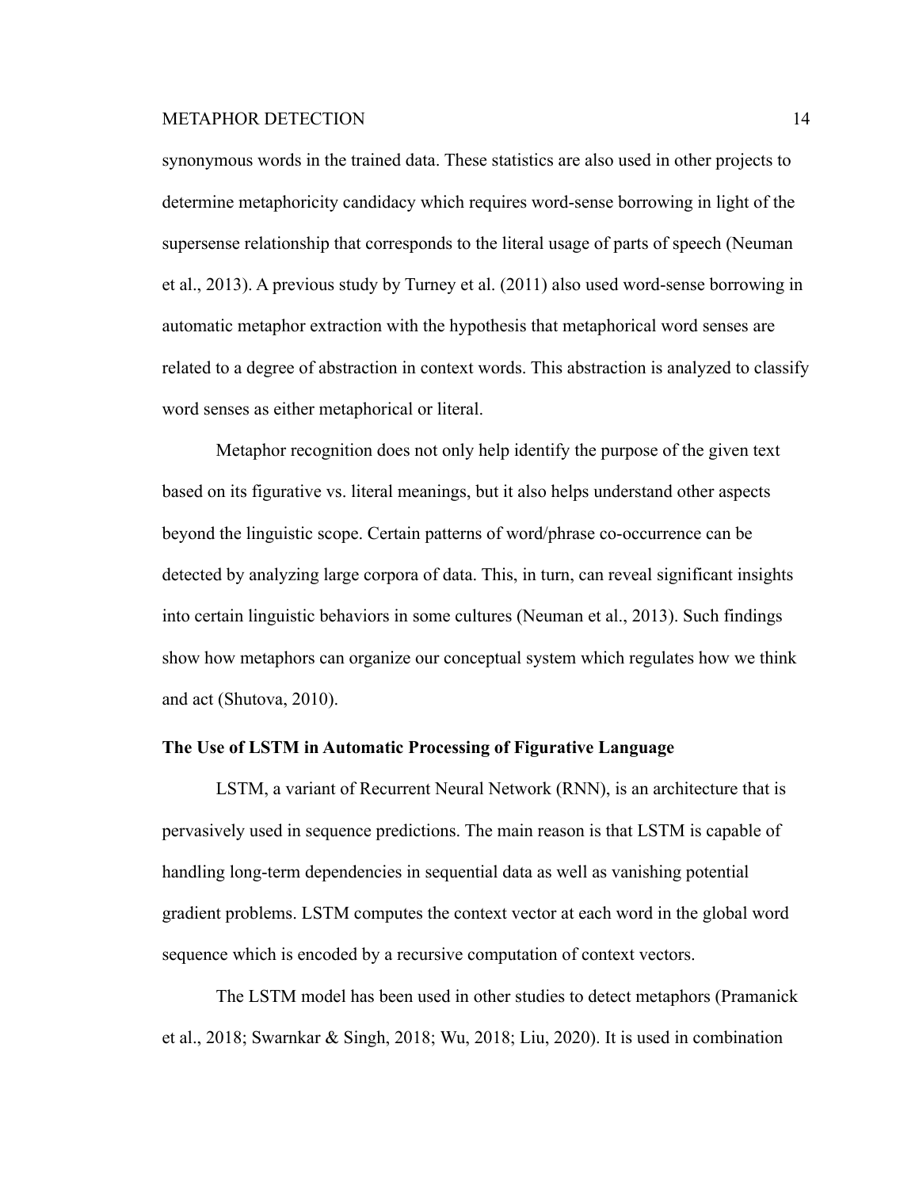synonymous words in the trained data. These statistics are also used in other projects to determine metaphoricity candidacy which requires word-sense borrowing in light of the supersense relationship that corresponds to the literal usage of parts of speech (Neuman et al., 2013). A previous study by Turney et al. (2011) also used word-sense borrowing in automatic metaphor extraction with the hypothesis that metaphorical word senses are related to a degree of abstraction in context words. This abstraction is analyzed to classify word senses as either metaphorical or literal.

Metaphor recognition does not only help identify the purpose of the given text based on its figurative vs. literal meanings, but it also helps understand other aspects beyond the linguistic scope. Certain patterns of word/phrase co-occurrence can be detected by analyzing large corpora of data. This, in turn, can reveal significant insights into certain linguistic behaviors in some cultures (Neuman et al., 2013). Such findings show how metaphors can organize our conceptual system which regulates how we think and act (Shutova, 2010).

**The Use of LSTM in Automatic Processing of Figurative Language**

LSTM, a variant of Recurrent Neural Network (RNN), is an architecture that is pervasively used in sequence predictions. The main reason is that LSTM is capable of handling long-term dependencies in sequential data as well as vanishing potential gradient problems. LSTM computes the context vector at each word in the global word sequence which is encoded by a recursive computation of context vectors.

The LSTM model has been used in other studies to detect metaphors (Pramanick et al., 2018; Swarnkar & Singh, 2018; Wu, 2018; Liu, 2020). It is used in combination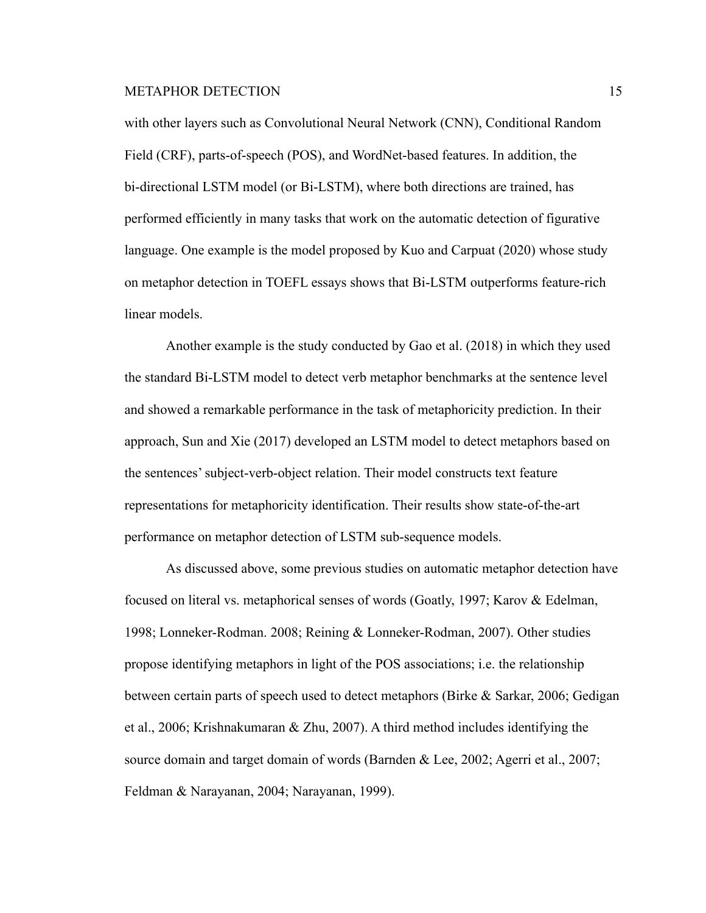with other layers such as Convolutional Neural Network (CNN), Conditional Random Field (CRF), parts-of-speech (POS), and WordNet-based features. In addition, the bi-directional LSTM model (or Bi-LSTM), where both directions are trained, has performed efficiently in many tasks that work on the automatic detection of figurative language. One example is the model proposed by Kuo and Carpuat (2020) whose study on metaphor detection in TOEFL essays shows that Bi-LSTM outperforms feature-rich linear models.

Another example is the study conducted by Gao et al. (2018) in which they used the standard Bi-LSTM model to detect verb metaphor benchmarks at the sentence level and showed a remarkable performance in the task of metaphoricity prediction. In their approach, Sun and Xie (2017) developed an LSTM model to detect metaphors based on the sentences' subject-verb-object relation. Their model constructs text feature representations for metaphoricity identification. Their results show state-of-the-art performance on metaphor detection of LSTM sub-sequence models.

As discussed above, some previous studies on automatic metaphor detection have focused on literal vs. metaphorical senses of words (Goatly, 1997; Karov & Edelman, 1998; Lonneker-Rodman. 2008; Reining & Lonneker-Rodman, 2007). Other studies propose identifying metaphors in light of the POS associations; i.e. the relationship between certain parts of speech used to detect metaphors (Birke & Sarkar, 2006; Gedigan et al., 2006; Krishnakumaran & Zhu, 2007). A third method includes identifying the source domain and target domain of words (Barnden & Lee, 2002; Agerri et al., 2007; Feldman & Narayanan, 2004; Narayanan, 1999).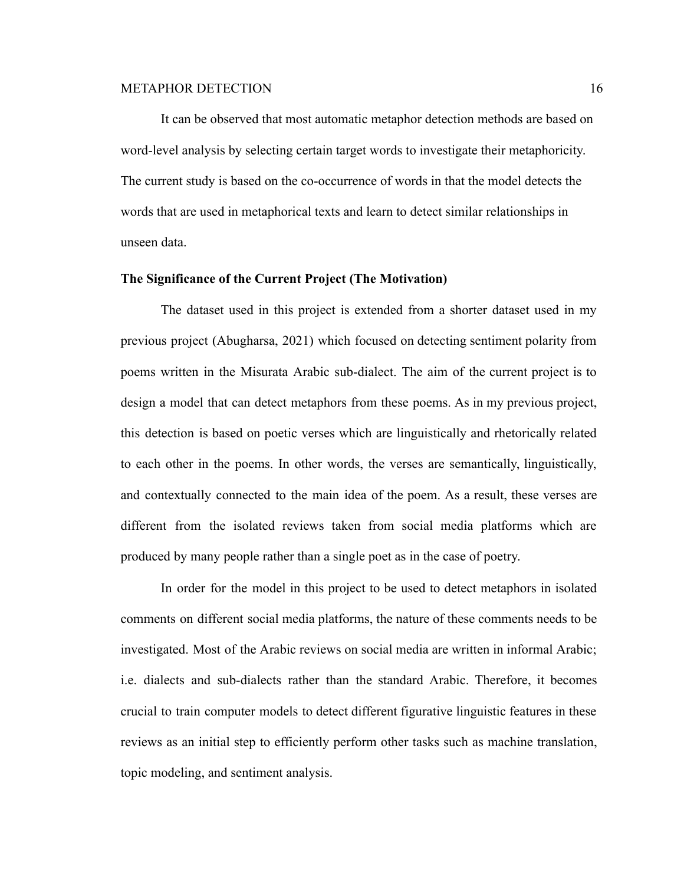It can be observed that most automatic metaphor detection methods are based on word-level analysis by selecting certain target words to investigate their metaphoricity. The current study is based on the co-occurrence of words in that the model detects the words that are used in metaphorical texts and learn to detect similar relationships in unseen data.

### The Significance of the Current Project (The Motivation)

The dataset used in this project is extended from a shorter dataset used in my previous project (Abugharsa, 2021) which focused on detecting sentiment polarity from poems written in the Misurata Arabic sub-dialect. The aim of the current project is to design a model that can detect metaphors from these poems. As in my previous project, this detection is based on poetic verses which are linguistically and rhetorically related to each other in the poems. In other words, the verses are semantically, linguistically, and contextually connected to the main idea of the poem. As a result, these verses are different from the isolated reviews taken from social media platforms which are produced by many people rather than a single poet as in the case of poetry.

In order for the model in this project to be used to detect metaphors in isolated comments on different social media platforms, the nature of these comments needs to be investigated. Most of the Arabic reviews on social media are written in informal Arabic; i.e. dialects and sub-dialects rather than the standard Arabic. Therefore, it becomes crucial to train computer models to detect different figurative linguistic features in these reviews as an initial step to efficiently perform other tasks such as machine translation, topic modeling, and sentiment analysis.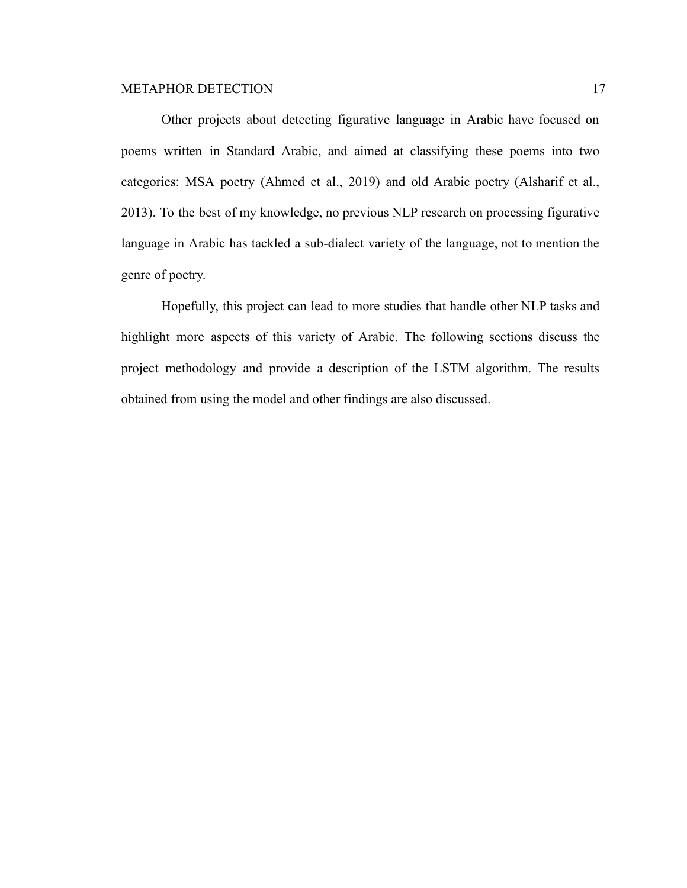Other projects about detecting figurative language in Arabic have focused on poems written in Standard Arabic, and aimed at classifying these poems into two categories: MSA poetry (Ahmed et al., 2019) and old Arabic poetry (Alsharif et al., 2013). To the best of my knowledge, no previous NLP research on processing figurative language in Arabic has tackled a sub-dialect variety of the language, not to mention the genre of poetry.

Hopefully, this project can lead to more studies that handle other NLP tasks and highlight more aspects of this variety of Arabic. The following sections discuss the project methodology and provide a description of the LSTM algorithm. The results obtained from using the model and other findings are also discussed.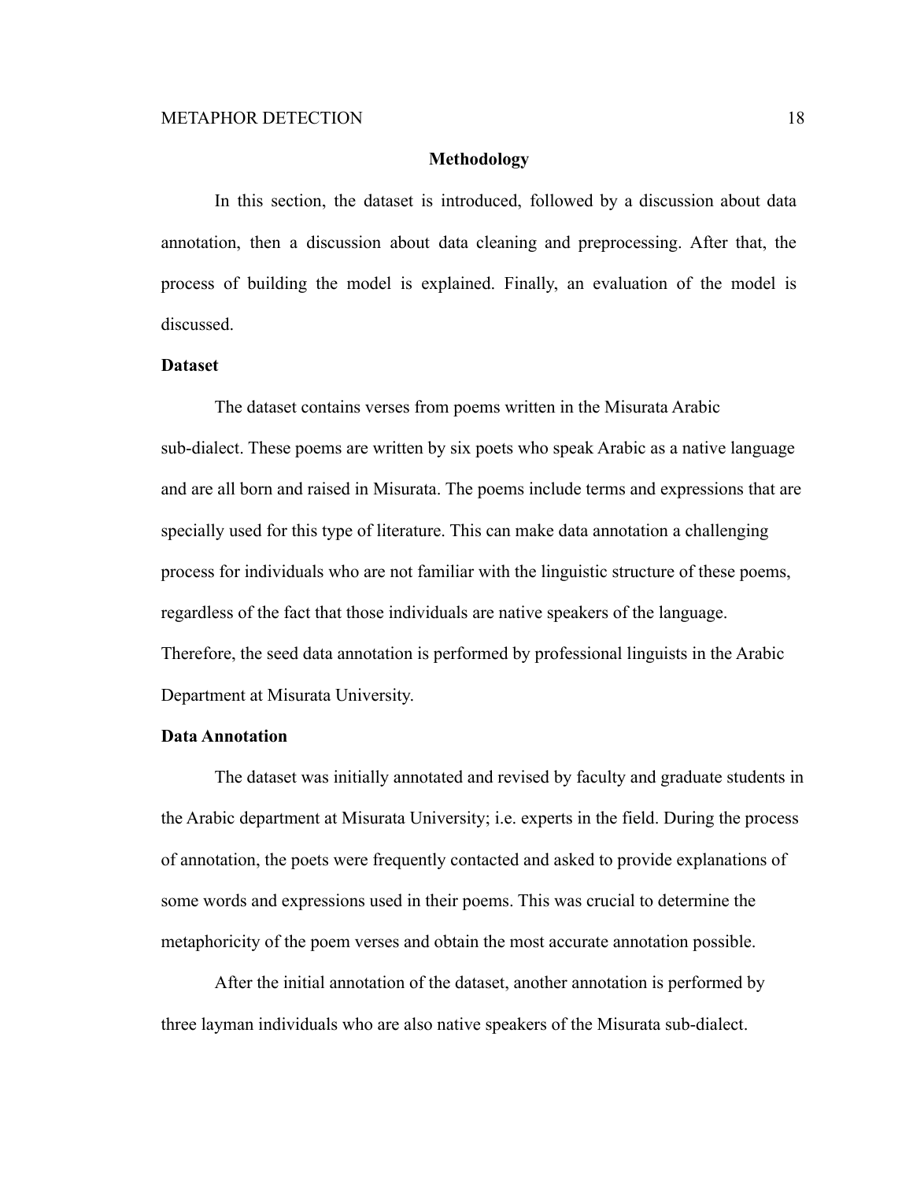# Methodology

In this section, the dataset is introduced, followed by a discussion about data annotation, then a discussion about data cleaning and preprocessing. After that, the process of building the model is explained. Finally, an evaluation of the model is discussed.

## Dataset

The dataset contains verses from poems written in the Misurata Arabic sub-dialect. These poems are written by six poets who speak Arabic as a native language and are all born and raised in Misurata. The poems include terms and expressions that are specially used for this type of literature. This can make data annotation a challenging process for individuals who are not familiar with the linguistic structure of these poems, regardless of the fact that those individuals are native speakers of the language. Therefore, the seed data annotation is performed by professional linguists in the Arabic Department at Misurata University.

## Data Annotation

The dataset was initially annotated and revised by faculty and graduate students in the Arabic department at Misurata University; i.e. experts in the field. During the process of annotation, the poets were frequently contacted and asked to provide explanations of some words and expressions used in their poems. This was crucial to determine the metaphoricity of the poem verses and obtain the most accurate annotation possible.

After the initial annotation of the dataset, another annotation is performed by three layman individuals who are also native speakers of the Misurata sub-dialect.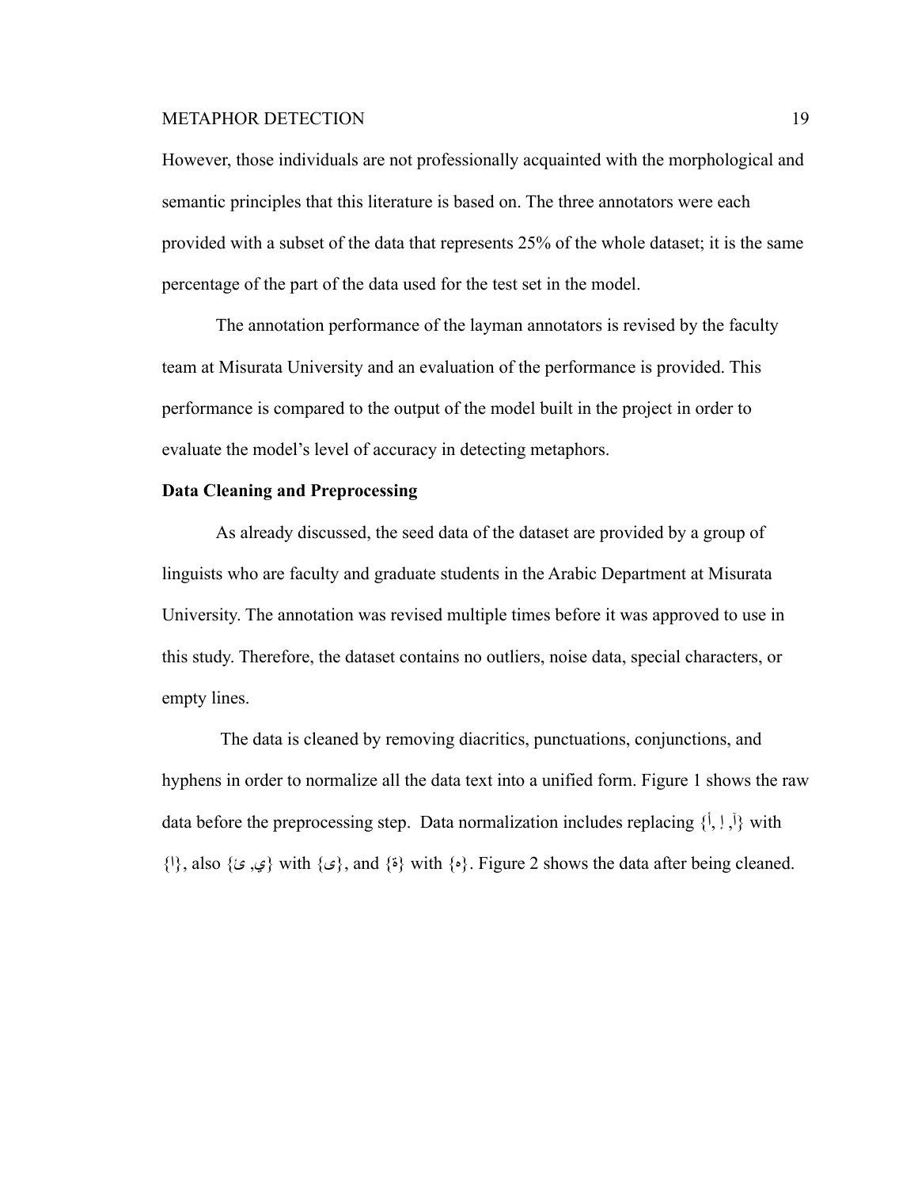However, those individuals are not professionally acquainted with the morphological and semantic principles that this literature is based on. The three annotators were each provided with a subset of the data that represents 25% of the whole dataset; it is the same percentage of the part of the data used for the test set in the model.

The annotation performance of the layman annotators is revised by the faculty team at Misurata University and an evaluation of the performance is provided. This performance is compared to the output of the model built in the project in order to evaluate the model's level of accuracy in detecting metaphors.

**Data Cleaning and Preprocessing**

As already discussed, the seed data of the dataset are provided by a group of linguists who are faculty and graduate students in the Arabic Department at Misurata University. The annotation was revised multiple times before it was approved to use in this study. Therefore, the dataset contains no outliers, noise data, special characters, or empty lines.

The data is cleaned by removing diacritics, punctuations, conjunctions, and hyphens in order to normalize all the data text into a unified form. Figure 1 shows the raw data before the preprocessing step. Data normalization includes replacing {أ, إ ,آ} with {ا}, also {ي, ئ} with {ى}, and {ة} with {ه}. Figure 2 shows the data after being cleaned.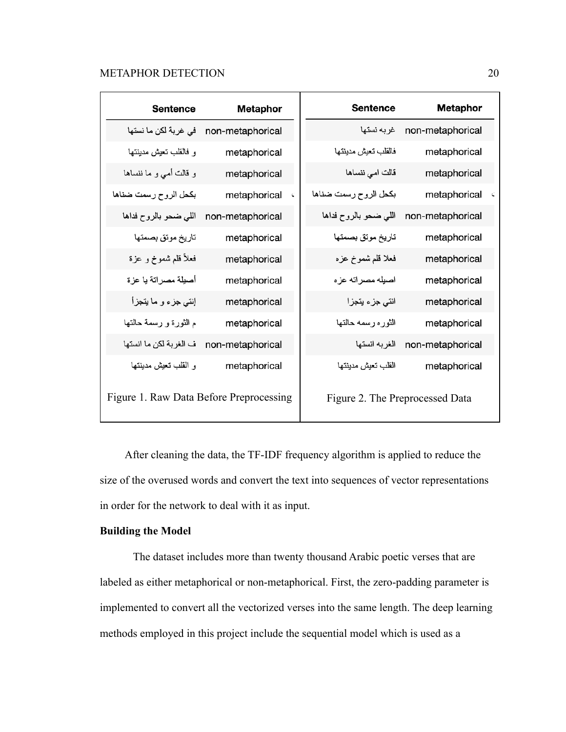| Sentence | Metaphor |
|---|---|
| في غربة لكن ما نستها | non-metaphorical |
| و فالقلب تعيش مدينتها | metaphorical |
| و قالت أمي و ما ننساها | metaphorical |
| بكحل الروح رسمت ضناها | metaphorical |
| اللي ضحو بالروح فداها | non-metaphorical |
| تاريخ موثق بصمتها | metaphorical |
| فعلاً قلم شموخ و عزة | metaphorical |
| أصيلة مصراتة يا عزة | metaphorical |
| إنتي جزء و ما يتجزأ | metaphorical |
| م الثورة و رسمة حالتها | metaphorical |
| ف الغربة لكن ما انستها | non-metaphorical |
| و القلب تعيش مدينتها | metaphorical |

Figure 1. Raw Data Before Preprocessing

| Sentence | Metaphor |
|---|---|
| غربه نستها | non-metaphorical |
| فالقلب تعيش مدينتها | metaphorical |
| قالت امي ننساها | metaphorical |
| بكحل الروح رسمت ضناها | metaphorical |
| اللي ضحو بالروح فداها | non-metaphorical |
| تاريخ موثق بصمتها | metaphorical |
| فعلا قلم شموخ عزه | metaphorical |
| اصيله مصراته عزه | metaphorical |
| انتي جزء يتجزا | metaphorical |
| الثوره رسمه حالتها | metaphorical |
| الغربه انستها | non-metaphorical |
| القلب تعيش مدينتها | metaphorical |

Figure 2. The Preprocessed Data

After cleaning the data, the TF-IDF frequency algorithm is applied to reduce the size of the overused words and convert the text into sequences of vector representations in order for the network to deal with it as input.

**Building the Model**

The dataset includes more than twenty thousand Arabic poetic verses that are labeled as either metaphorical or non-metaphorical. First, the zero-padding parameter is implemented to convert all the vectorized verses into the same length. The deep learning methods employed in this project include the sequential model which is used as a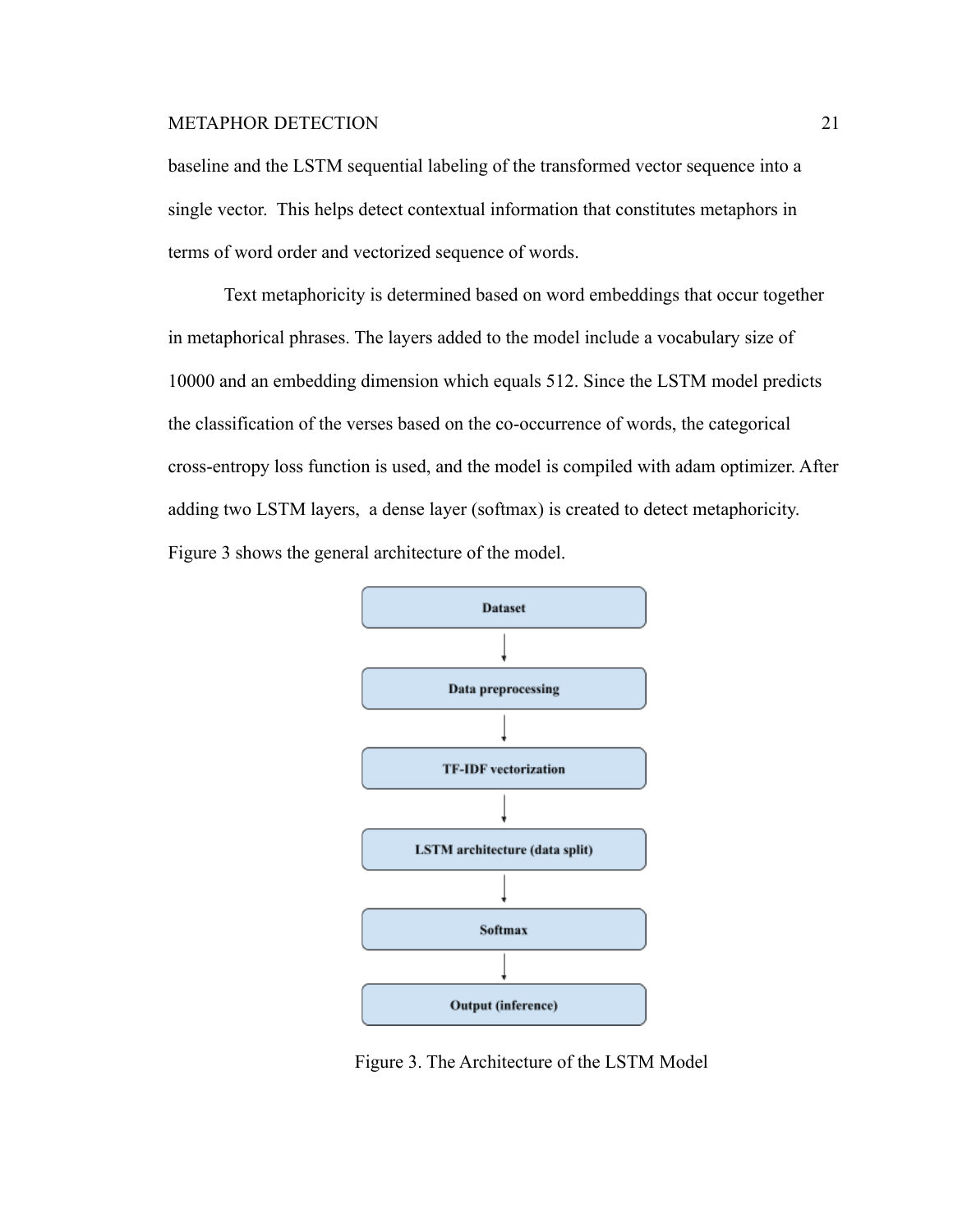baseline and the LSTM sequential labeling of the transformed vector sequence into a single vector. This helps detect contextual information that constitutes metaphors in terms of word order and vectorized sequence of words.

Text metaphoricity is determined based on word embeddings that occur together in metaphorical phrases. The layers added to the model include a vocabulary size of 10000 and an embedding dimension which equals 512. Since the LSTM model predicts the classification of the verses based on the co-occurrence of words, the categorical cross-entropy loss function is used, and the model is compiled with adam optimizer. After adding two LSTM layers, a dense layer (softmax) is created to detect metaphoricity. Figure 3 shows the general architecture of the model.

**Dataset**

↓

**Data preprocessing**

↓

**TF-IDF vectorization**

↓

**LSTM architecture (data split)**

↓

**Softmax**

↓

**Output (inference)**

Figure 3. The Architecture of the LSTM Model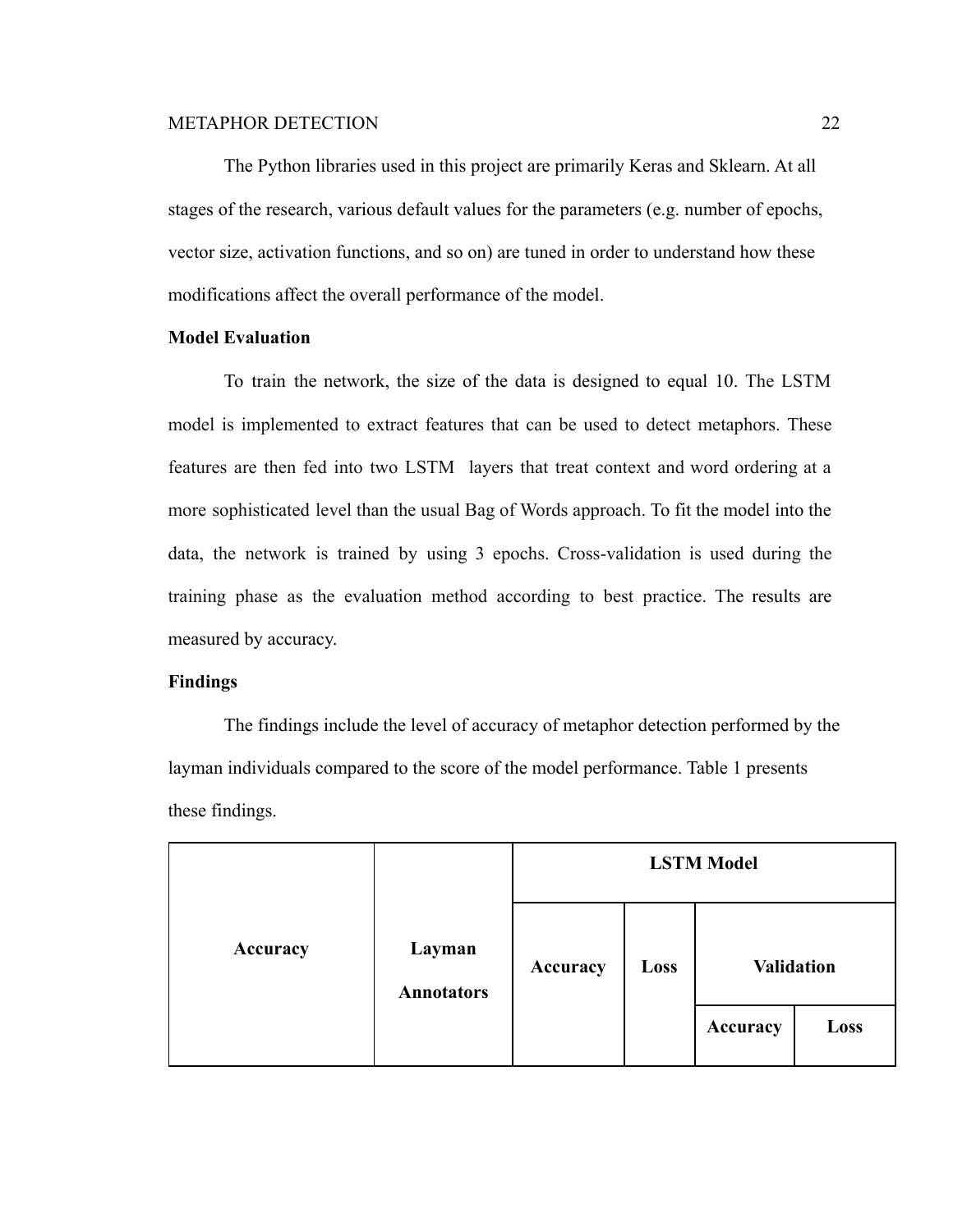The Python libraries used in this project are primarily Keras and Sklearn. At all stages of the research, various default values for the parameters (e.g. number of epochs, vector size, activation functions, and so on) are tuned in order to understand how these modifications affect the overall performance of the model.

**Model Evaluation**

To train the network, the size of the data is designed to equal 10. The LSTM model is implemented to extract features that can be used to detect metaphors. These features are then fed into two LSTM layers that treat context and word ordering at a more sophisticated level than the usual Bag of Words approach. To fit the model into the data, the network is trained by using 3 epochs. Cross-validation is used during the training phase as the evaluation method according to best practice. The results are measured by accuracy.

**Findings**

The findings include the level of accuracy of metaphor detection performed by the layman individuals compared to the score of the model performance. Table 1 presents these findings.

| **Accuracy** | **Layman Annotators** | **LSTM Model** | | | |
|---|---|---|---|---|---|
| | | **Accuracy** | **Loss** | **Validation** | |
| | | | | **Accuracy** | **Loss** |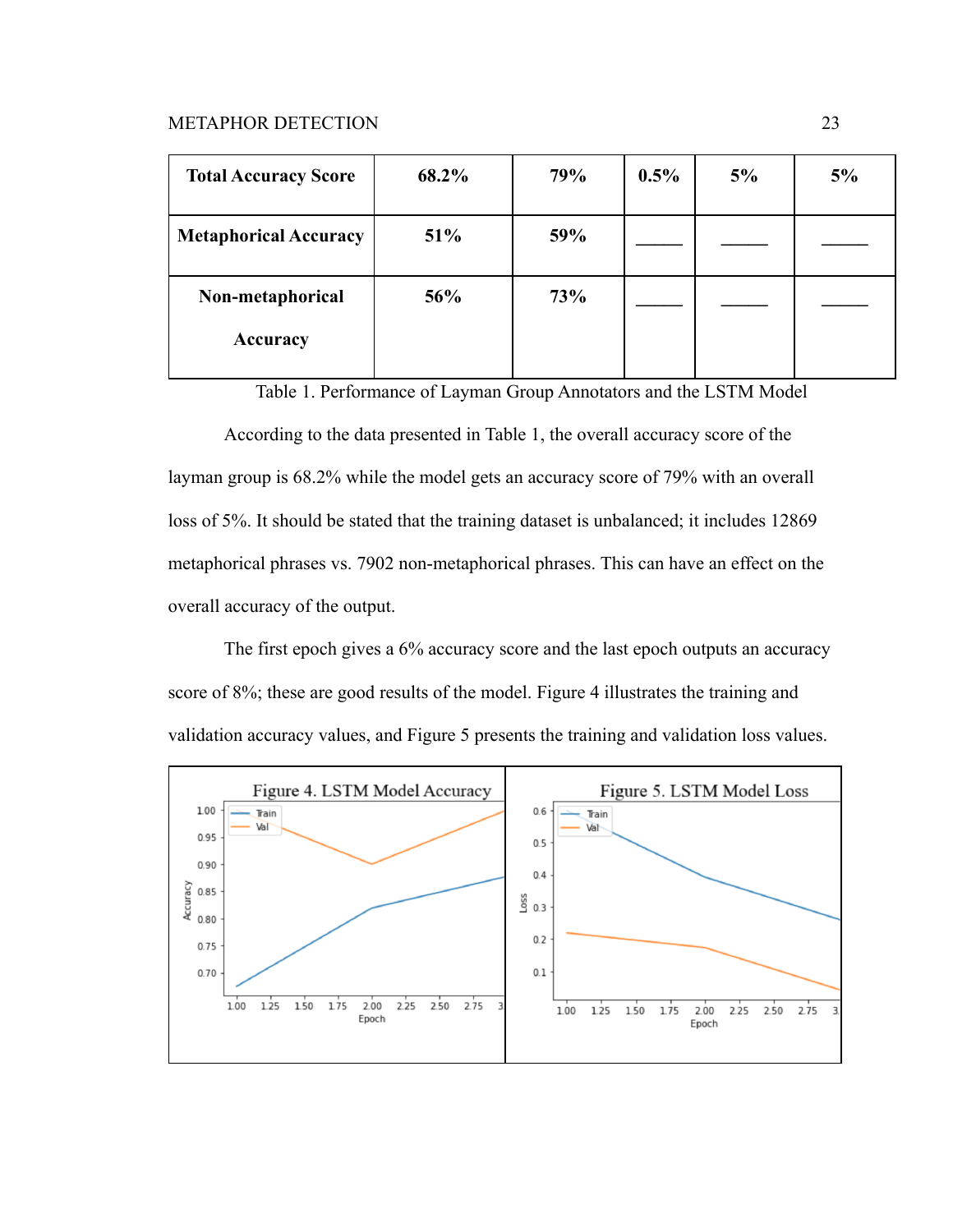| Total Accuracy Score | 68.2% | 79% | 0.5% | 5% | 5% |
|---|---|---|---|---|---|
| Metaphorical Accuracy | 51% | 59% | _____ | _____ | _____ |
| Non-metaphorical Accuracy | 56% | 73% | _____ | _____ | _____ |

Table 1. Performance of Layman Group Annotators and the LSTM Model

According to the data presented in Table 1, the overall accuracy score of the layman group is 68.2% while the model gets an accuracy score of 79% with an overall loss of 5%. It should be stated that the training dataset is unbalanced; it includes 12869 metaphorical phrases vs. 7902 non-metaphorical phrases. This can have an effect on the overall accuracy of the output.

The first epoch gives a 6% accuracy score and the last epoch outputs an accuracy score of 8%; these are good results of the model. Figure 4 illustrates the training and validation accuracy values, and Figure 5 presents the training and validation loss values.

Figure 4. LSTM Model Accuracy

Figure 5. LSTM Model Loss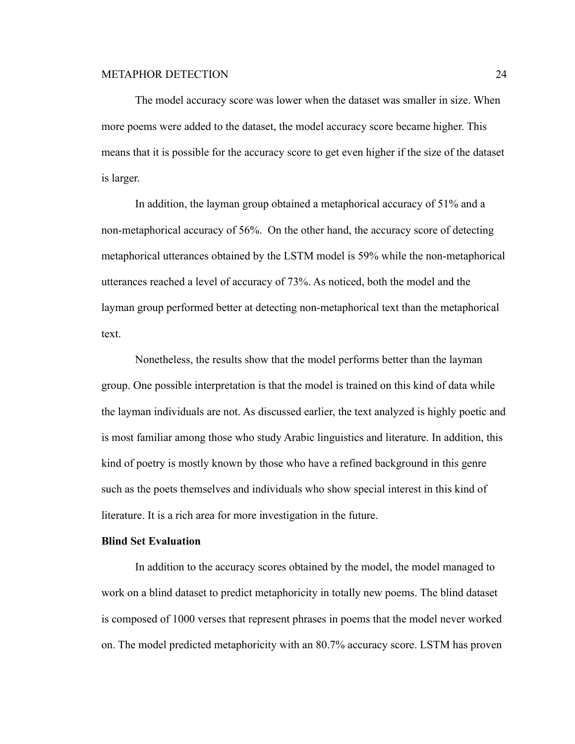The model accuracy score was lower when the dataset was smaller in size. When more poems were added to the dataset, the model accuracy score became higher. This means that it is possible for the accuracy score to get even higher if the size of the dataset is larger.

In addition, the layman group obtained a metaphorical accuracy of 51% and a non-metaphorical accuracy of 56%.  On the other hand, the accuracy score of detecting metaphorical utterances obtained by the LSTM model is 59% while the non-metaphorical utterances reached a level of accuracy of 73%. As noticed, both the model and the layman group performed better at detecting non-metaphorical text than the metaphorical text.

Nonetheless, the results show that the model performs better than the layman group. One possible interpretation is that the model is trained on this kind of data while the layman individuals are not. As discussed earlier, the text analyzed is highly poetic and is most familiar among those who study Arabic linguistics and literature. In addition, this kind of poetry is mostly known by those who have a refined background in this genre such as the poets themselves and individuals who show special interest in this kind of literature. It is a rich area for more investigation in the future.

**Blind Set Evaluation**

In addition to the accuracy scores obtained by the model, the model managed to work on a blind dataset to predict metaphoricity in totally new poems. The blind dataset is composed of 1000 verses that represent phrases in poems that the model never worked on. The model predicted metaphoricity with an 80.7% accuracy score. LSTM has proven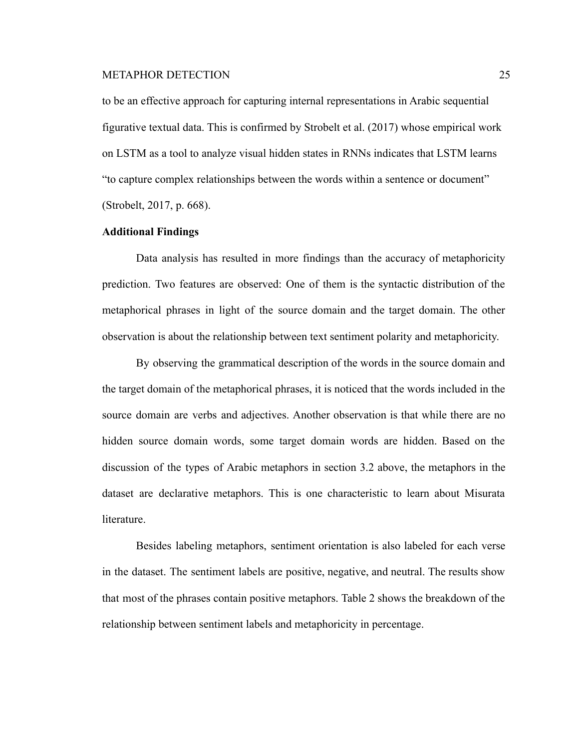to be an effective approach for capturing internal representations in Arabic sequential figurative textual data. This is confirmed by Strobelt et al. (2017) whose empirical work on LSTM as a tool to analyze visual hidden states in RNNs indicates that LSTM learns "to capture complex relationships between the words within a sentence or document" (Strobelt, 2017, p. 668).

**Additional Findings**

Data analysis has resulted in more findings than the accuracy of metaphoricity prediction. Two features are observed: One of them is the syntactic distribution of the metaphorical phrases in light of the source domain and the target domain. The other observation is about the relationship between text sentiment polarity and metaphoricity.

By observing the grammatical description of the words in the source domain and the target domain of the metaphorical phrases, it is noticed that the words included in the source domain are verbs and adjectives. Another observation is that while there are no hidden source domain words, some target domain words are hidden. Based on the discussion of the types of Arabic metaphors in section 3.2 above, the metaphors in the dataset are declarative metaphors. This is one characteristic to learn about Misurata literature.

Besides labeling metaphors, sentiment orientation is also labeled for each verse in the dataset. The sentiment labels are positive, negative, and neutral. The results show that most of the phrases contain positive metaphors. Table 2 shows the breakdown of the relationship between sentiment labels and metaphoricity in percentage.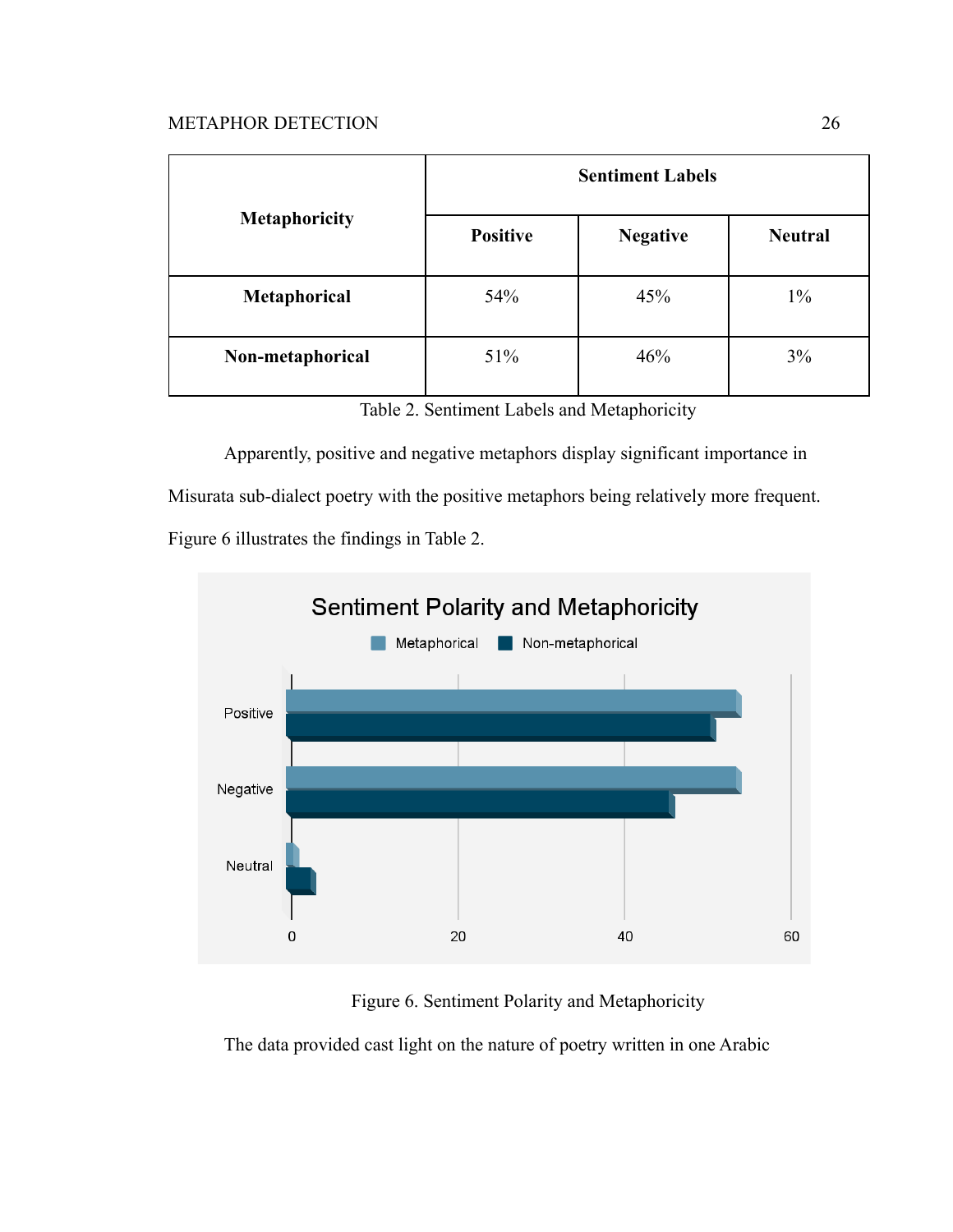| Metaphoricity | Sentiment Labels | | |
|---|---|---|---|
| | Positive | Negative | Neutral |
| **Metaphorical** | 54% | 45% | 1% |
| **Non-metaphorical** | 51% | 46% | 3% |

Table 2. Sentiment Labels and Metaphoricity

Apparently, positive and negative metaphors display significant importance in Misurata sub-dialect poetry with the positive metaphors being relatively more frequent. Figure 6 illustrates the findings in Table 2.

Figure 6. Sentiment Polarity and Metaphoricity

The data provided cast light on the nature of poetry written in one Arabic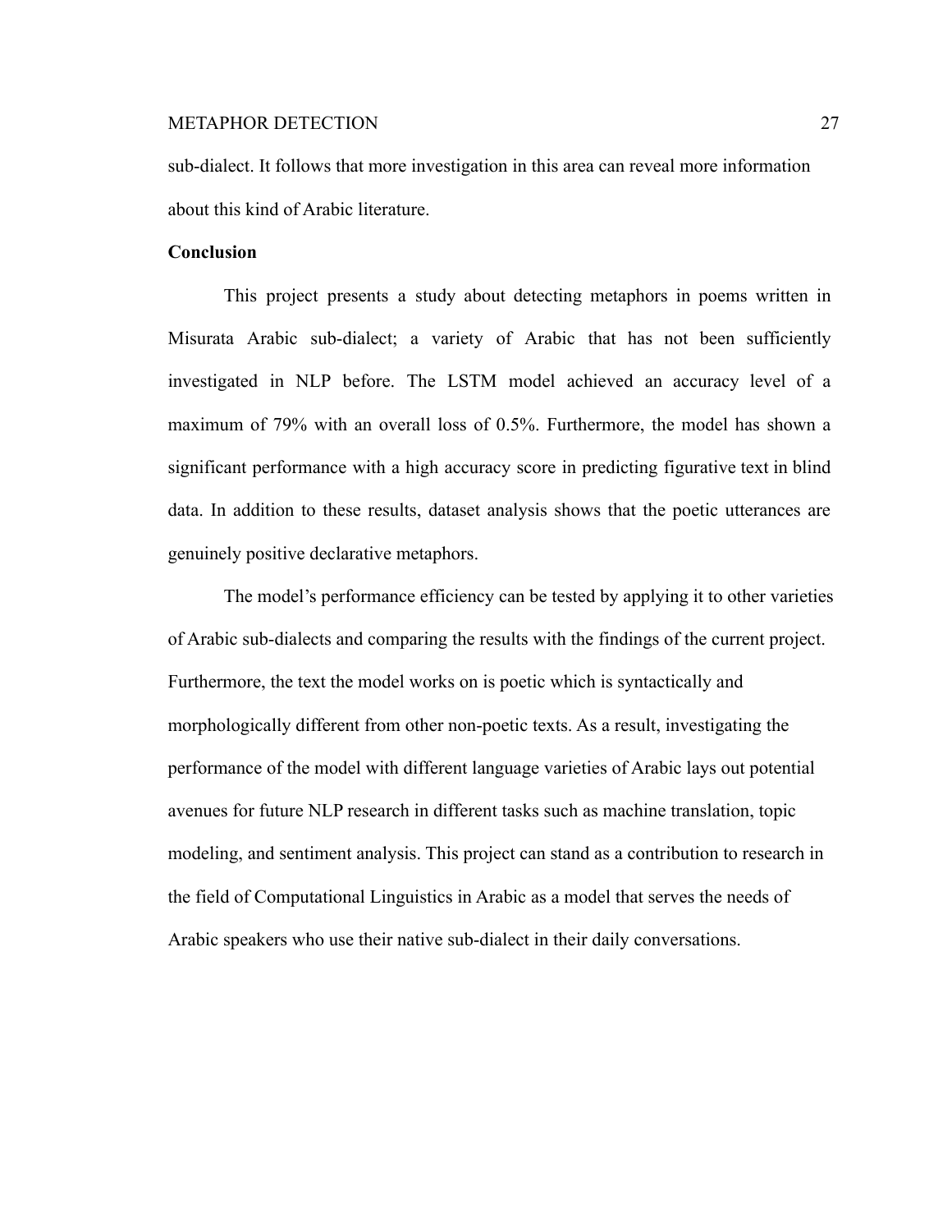sub-dialect. It follows that more investigation in this area can reveal more information about this kind of Arabic literature.

## Conclusion

This project presents a study about detecting metaphors in poems written in Misurata Arabic sub-dialect; a variety of Arabic that has not been sufficiently investigated in NLP before. The LSTM model achieved an accuracy level of a maximum of 79% with an overall loss of 0.5%. Furthermore, the model has shown a significant performance with a high accuracy score in predicting figurative text in blind data. In addition to these results, dataset analysis shows that the poetic utterances are genuinely positive declarative metaphors.

The model's performance efficiency can be tested by applying it to other varieties of Arabic sub-dialects and comparing the results with the findings of the current project. Furthermore, the text the model works on is poetic which is syntactically and morphologically different from other non-poetic texts. As a result, investigating the performance of the model with different language varieties of Arabic lays out potential avenues for future NLP research in different tasks such as machine translation, topic modeling, and sentiment analysis. This project can stand as a contribution to research in the field of Computational Linguistics in Arabic as a model that serves the needs of Arabic speakers who use their native sub-dialect in their daily conversations.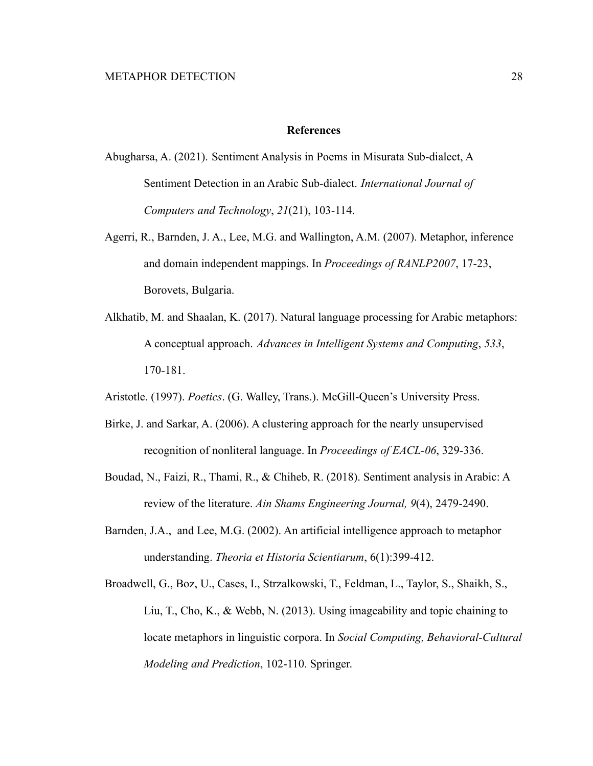## References

Abugharsa, A. (2021). Sentiment Analysis in Poems in Misurata Sub-dialect, A Sentiment Detection in an Arabic Sub-dialect. *International Journal of Computers and Technology*, *21*(21), 103-114.

Agerri, R., Barnden, J. A., Lee, M.G. and Wallington, A.M. (2007). Metaphor, inference and domain independent mappings. In *Proceedings of RANLP2007*, 17-23, Borovets, Bulgaria.

Alkhatib, M. and Shaalan, K. (2017). Natural language processing for Arabic metaphors: A conceptual approach. *Advances in Intelligent Systems and Computing*, *533*, 170-181.

Aristotle. (1997). *Poetics*. (G. Walley, Trans.). McGill-Queen's University Press.

Birke, J. and Sarkar, A. (2006). A clustering approach for the nearly unsupervised recognition of nonliteral language. In *Proceedings of EACL-06*, 329-336.

Boudad, N., Faizi, R., Thami, R., & Chiheb, R. (2018). Sentiment analysis in Arabic: A review of the literature. *Ain Shams Engineering Journal, 9*(4), 2479-2490.

Barnden, J.A., and Lee, M.G. (2002). An artificial intelligence approach to metaphor understanding. *Theoria et Historia Scientiarum*, 6(1):399-412.

Broadwell, G., Boz, U., Cases, I., Strzalkowski, T., Feldman, L., Taylor, S., Shaikh, S., Liu, T., Cho, K., & Webb, N. (2013). Using imageability and topic chaining to locate metaphors in linguistic corpora. In *Social Computing, Behavioral-Cultural Modeling and Prediction*, 102-110. Springer.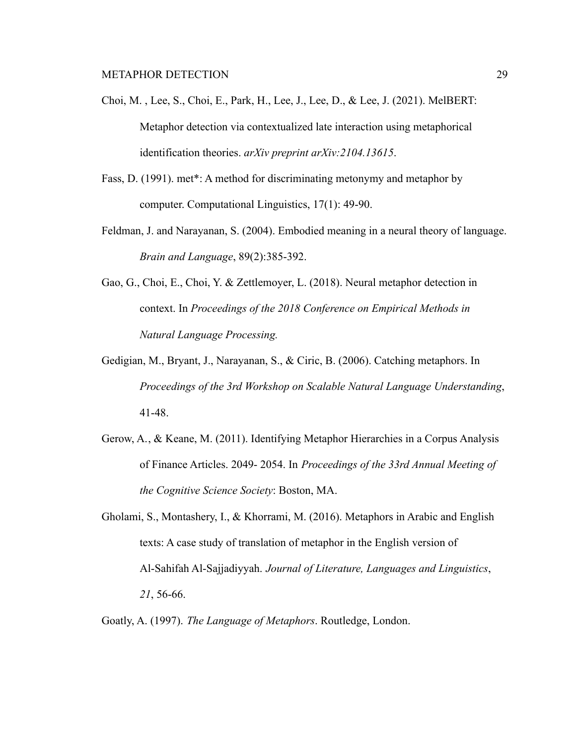Choi, M. , Lee, S., Choi, E., Park, H., Lee, J., Lee, D., & Lee, J. (2021). MelBERT: Metaphor detection via contextualized late interaction using metaphorical identification theories. *arXiv preprint arXiv:2104.13615*.

Fass, D. (1991). met*: A method for discriminating metonymy and metaphor by computer. Computational Linguistics, 17(1): 49-90.

Feldman, J. and Narayanan, S. (2004). Embodied meaning in a neural theory of language. *Brain and Language*, 89(2):385-392.

Gao, G., Choi, E., Choi, Y. & Zettlemoyer, L. (2018). Neural metaphor detection in context. In *Proceedings of the 2018 Conference on Empirical Methods in Natural Language Processing.*

Gedigian, M., Bryant, J., Narayanan, S., & Ciric, B. (2006). Catching metaphors. In *Proceedings of the 3rd Workshop on Scalable Natural Language Understanding*, 41-48.

Gerow, A., & Keane, M. (2011). Identifying Metaphor Hierarchies in a Corpus Analysis of Finance Articles. 2049- 2054. In *Proceedings of the 33rd Annual Meeting of the Cognitive Science Society*: Boston, MA.

Gholami, S., Montashery, I., & Khorrami, M. (2016). Metaphors in Arabic and English texts: A case study of translation of metaphor in the English version of Al-Sahifah Al-Sajjadiyyah. *Journal of Literature, Languages and Linguistics*, *21*, 56-66.

Goatly, A. (1997). *The Language of Metaphors*. Routledge, London.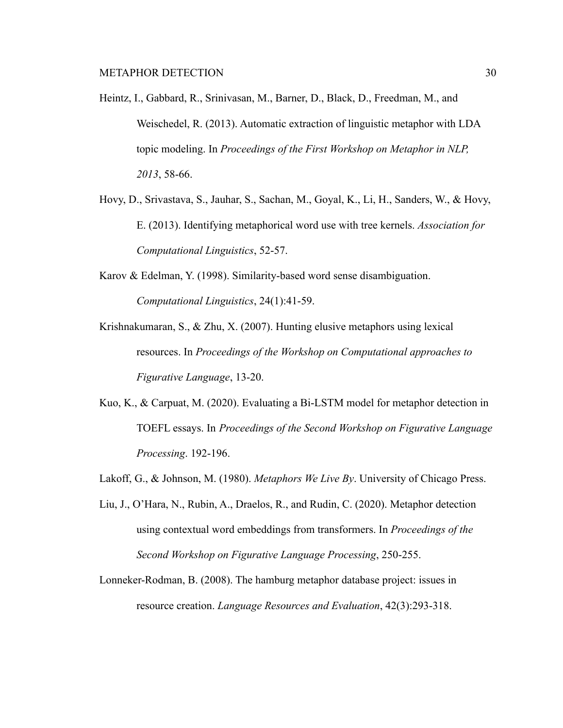Heintz, I., Gabbard, R., Srinivasan, M., Barner, D., Black, D., Freedman, M., and Weischedel, R. (2013). Automatic extraction of linguistic metaphor with LDA topic modeling. In *Proceedings of the First Workshop on Metaphor in NLP, 2013*, 58-66.

Hovy, D., Srivastava, S., Jauhar, S., Sachan, M., Goyal, K., Li, H., Sanders, W., & Hovy, E. (2013). Identifying metaphorical word use with tree kernels. *Association for Computational Linguistics*, 52-57.

Karov & Edelman, Y. (1998). Similarity-based word sense disambiguation. *Computational Linguistics*, 24(1):41-59.

Krishnakumaran, S., & Zhu, X. (2007). Hunting elusive metaphors using lexical resources. In *Proceedings of the Workshop on Computational approaches to Figurative Language*, 13-20.

Kuo, K., & Carpuat, M. (2020). Evaluating a Bi-LSTM model for metaphor detection in TOEFL essays. In *Proceedings of the Second Workshop on Figurative Language Processing*. 192-196.

Lakoff, G., & Johnson, M. (1980). *Metaphors We Live By*. University of Chicago Press.

Liu, J., O'Hara, N., Rubin, A., Draelos, R., and Rudin, C. (2020). Metaphor detection using contextual word embeddings from transformers. In *Proceedings of the Second Workshop on Figurative Language Processing*, 250-255.

Lonneker-Rodman, B. (2008). The hamburg metaphor database project: issues in resource creation. *Language Resources and Evaluation*, 42(3):293-318.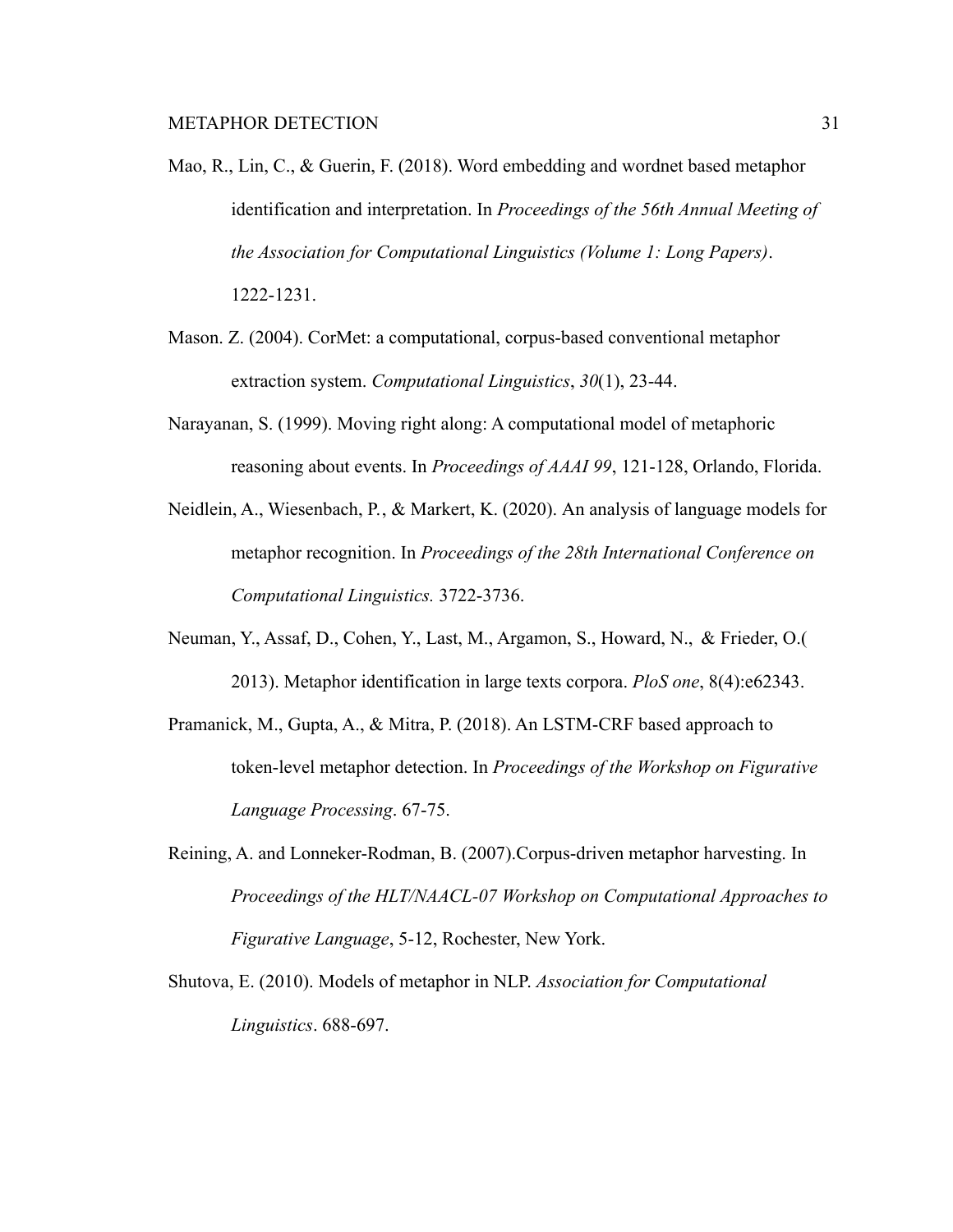Mao, R., Lin, C., & Guerin, F. (2018). Word embedding and wordnet based metaphor identification and interpretation. In *Proceedings of the 56th Annual Meeting of the Association for Computational Linguistics (Volume 1: Long Papers)*. 1222-1231.

Mason. Z. (2004). CorMet: a computational, corpus-based conventional metaphor extraction system. *Computational Linguistics*, *30*(1), 23-44.

Narayanan, S. (1999). Moving right along: A computational model of metaphoric reasoning about events. In *Proceedings of AAAI 99*, 121-128, Orlando, Florida.

Neidlein, A., Wiesenbach, P., & Markert, K. (2020). An analysis of language models for metaphor recognition. In *Proceedings of the 28th International Conference on Computational Linguistics.* 3722-3736.

Neuman, Y., Assaf, D., Cohen, Y., Last, M., Argamon, S., Howard, N., & Frieder, O.( 2013). Metaphor identification in large texts corpora. *PloS one*, 8(4):e62343.

Pramanick, M., Gupta, A., & Mitra, P. (2018). An LSTM-CRF based approach to token-level metaphor detection. In *Proceedings of the Workshop on Figurative Language Processing*. 67-75.

Reining, A. and Lonneker-Rodman, B. (2007).Corpus-driven metaphor harvesting. In *Proceedings of the HLT/NAACL-07 Workshop on Computational Approaches to Figurative Language*, 5-12, Rochester, New York.

Shutova, E. (2010). Models of metaphor in NLP. *Association for Computational Linguistics*. 688-697.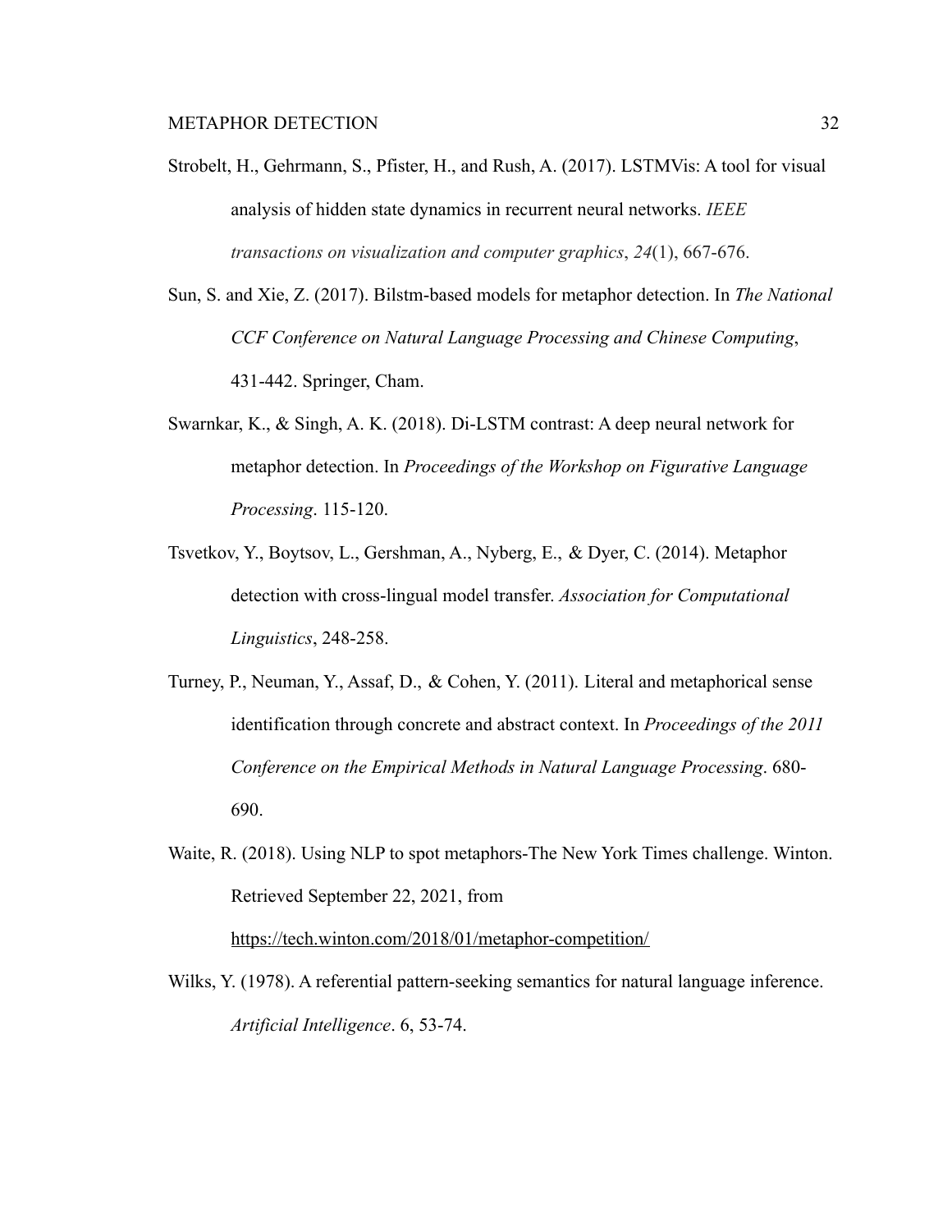Strobelt, H., Gehrmann, S., Pfister, H., and Rush, A. (2017). LSTMVis: A tool for visual analysis of hidden state dynamics in recurrent neural networks. *IEEE transactions on visualization and computer graphics*, *24*(1), 667-676.

Sun, S. and Xie, Z. (2017). Bilstm-based models for metaphor detection. In *The National CCF Conference on Natural Language Processing and Chinese Computing*, 431-442. Springer, Cham.

Swarnkar, K., & Singh, A. K. (2018). Di-LSTM contrast: A deep neural network for metaphor detection. In *Proceedings of the Workshop on Figurative Language Processing*. 115-120.

Tsvetkov, Y., Boytsov, L., Gershman, A., Nyberg, E., & Dyer, C. (2014). Metaphor detection with cross-lingual model transfer. *Association for Computational Linguistics*, 248-258.

Turney, P., Neuman, Y., Assaf, D., & Cohen, Y. (2011). Literal and metaphorical sense identification through concrete and abstract context. In *Proceedings of the 2011 Conference on the Empirical Methods in Natural Language Processing*. 680-690.

Waite, R. (2018). Using NLP to spot metaphors-The New York Times challenge. Winton. Retrieved September 22, 2021, from https://tech.winton.com/2018/01/metaphor-competition/

Wilks, Y. (1978). A referential pattern-seeking semantics for natural language inference. *Artificial Intelligence*. 6, 53-74.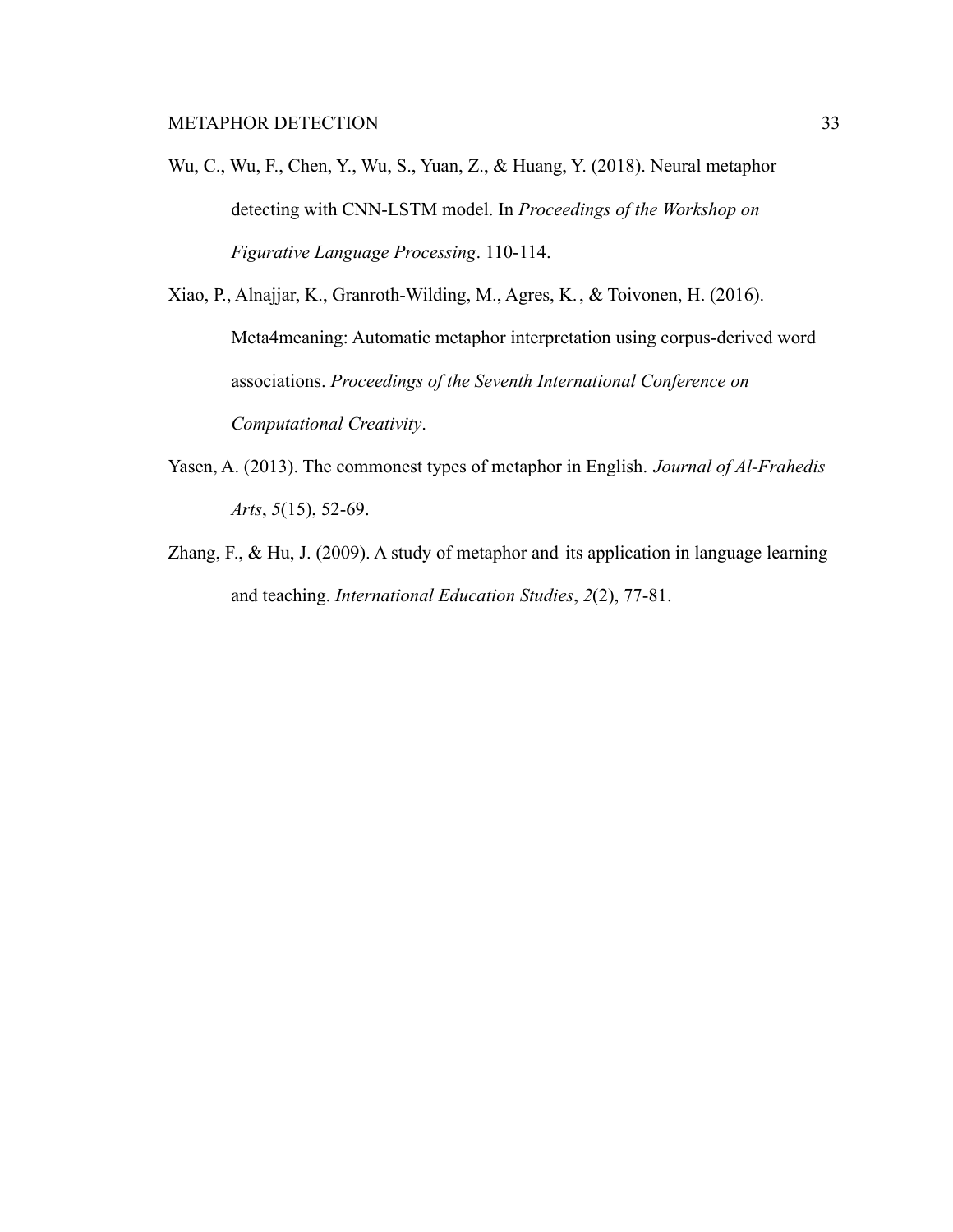Wu, C., Wu, F., Chen, Y., Wu, S., Yuan, Z., & Huang, Y. (2018). Neural metaphor detecting with CNN-LSTM model. In *Proceedings of the Workshop on Figurative Language Processing*. 110-114.

Xiao, P., Alnajjar, K., Granroth-Wilding, M., Agres, K., & Toivonen, H. (2016). Meta4meaning: Automatic metaphor interpretation using corpus-derived word associations. *Proceedings of the Seventh International Conference on Computational Creativity*.

Yasen, A. (2013). The commonest types of metaphor in English. *Journal of Al-Frahedis Arts*, *5*(15), 52-69.

Zhang, F., & Hu, J. (2009). A study of metaphor and its application in language learning and teaching. *International Education Studies*, *2*(2), 77-81.